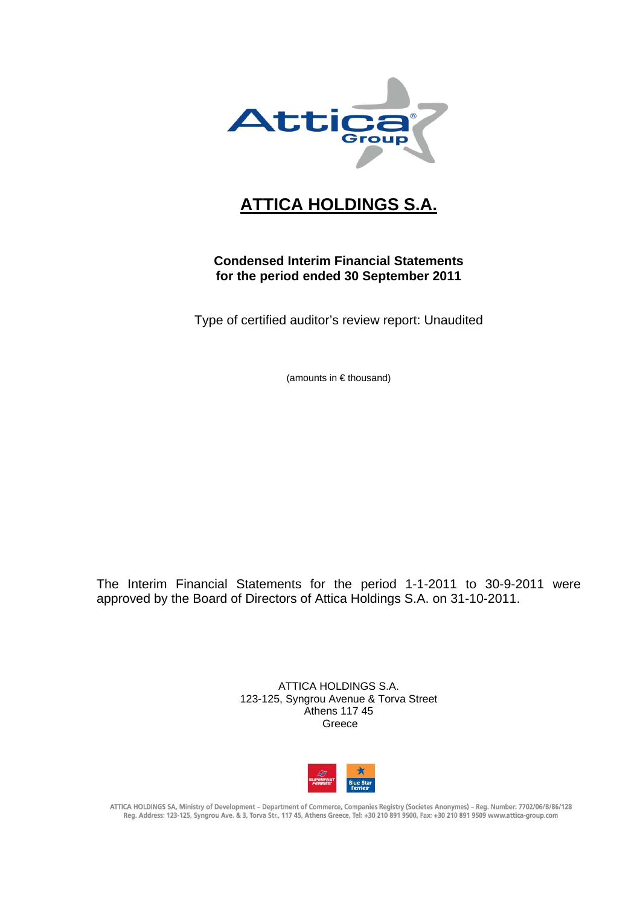# ATTICA HOLDINGS S.A.

**Condensed Interim Financial Statements**
**for the period ended 30 September 2011**

Type of certified auditor's review report: Unaudited

(amounts in € thousand)

The Interim Financial Statements for the period 1-1-2011 to 30-9-2011 were approved by the Board of Directors of Attica Holdings S.A. on 31-10-2011.

ATTICA HOLDINGS S.A.
123-125, Syngrou Avenue & Torva Street
Athens 117 45
Greece

ATTICA HOLDINGS SA, Ministry of Development – Department of Commerce, Companies Registry (Societes Anonymes) – Reg. Number: 7702/06/B/86/128
Reg. Address: 123-125, Syngrou Ave. & 3, Torva Str., 117 45, Athens Greece, Tel: +30 210 891 9500, Fax: +30 210 891 9509 www.attica-group.com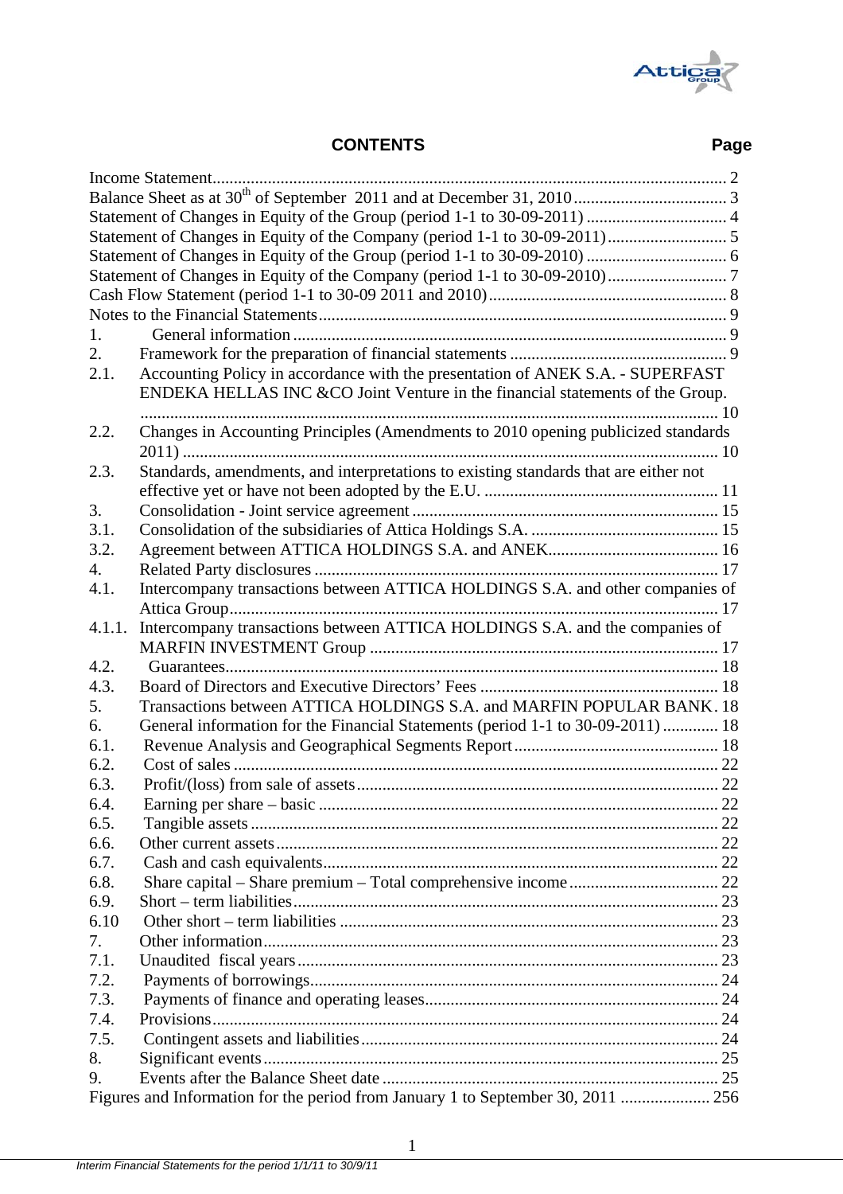# CONTENTS

| | | Page |
|---|---|---|
| Income Statement | | 2 |
| Balance Sheet as at 30th of September 2011 and at December 31, 2010 | | 3 |
| Statement of Changes in Equity of the Group (period 1-1 to 30-09-2011) | | 4 |
| Statement of Changes in Equity of the Company (period 1-1 to 30-09-2011) | | 5 |
| Statement of Changes in Equity of the Group (period 1-1 to 30-09-2010) | | 6 |
| Statement of Changes in Equity of the Company (period 1-1 to 30-09-2010) | | 7 |
| Cash Flow Statement (period 1-1 to 30-09 2011 and 2010) | | 8 |
| Notes to the Financial Statements | | 9 |
| 1. | General information | 9 |
| 2. | Framework for the preparation of financial statements | 9 |
| 2.1. | Accounting Policy in accordance with the presentation of ANEK S.A. - SUPERFAST ENDEKA HELLAS INC &CO Joint Venture in the financial statements of the Group. | 10 |
| 2.2. | Changes in Accounting Principles (Amendments to 2010 opening publicized standards 2011) | 10 |
| 2.3. | Standards, amendments, and interpretations to existing standards that are either not effective yet or have not been adopted by the E.U. | 11 |
| 3. | Consolidation - Joint service agreement | 15 |
| 3.1. | Consolidation of the subsidiaries of Attica Holdings S.A. | 15 |
| 3.2. | Agreement between ATTICA HOLDINGS S.A. and ANEK | 16 |
| 4. | Related Party disclosures | 17 |
| 4.1. | Intercompany transactions between ATTICA HOLDINGS S.A. and other companies of Attica Group | 17 |
| 4.1.1. | Intercompany transactions between ATTICA HOLDINGS S.A. and the companies of MARFIN INVESTMENT Group | 17 |
| 4.2. | Guarantees | 18 |
| 4.3. | Board of Directors and Executive Directors' Fees | 18 |
| 5. | Transactions between ATTICA HOLDINGS S.A. and MARFIN POPULAR BANK | 18 |
| 6. | General information for the Financial Statements (period 1-1 to 30-09-2011) | 18 |
| 6.1. | Revenue Analysis and Geographical Segments Report | 18 |
| 6.2. | Cost of sales | 22 |
| 6.3. | Profit/(loss) from sale of assets | 22 |
| 6.4. | Earning per share – basic | 22 |
| 6.5. | Tangible assets | 22 |
| 6.6. | Other current assets | 22 |
| 6.7. | Cash and cash equivalents | 22 |
| 6.8. | Share capital – Share premium – Total comprehensive income | 22 |
| 6.9. | Short – term liabilities | 23 |
| 6.10 | Other short – term liabilities | 23 |
| 7. | Other information | 23 |
| 7.1. | Unaudited fiscal years | 23 |
| 7.2. | Payments of borrowings | 24 |
| 7.3. | Payments of finance and operating leases | 24 |
| 7.4. | Provisions | 24 |
| 7.5. | Contingent assets and liabilities | 24 |
| 8. | Significant events | 25 |
| 9. | Events after the Balance Sheet date | 25 |
| Figures and Information for the period from January 1 to September 30, 2011 | | 256 |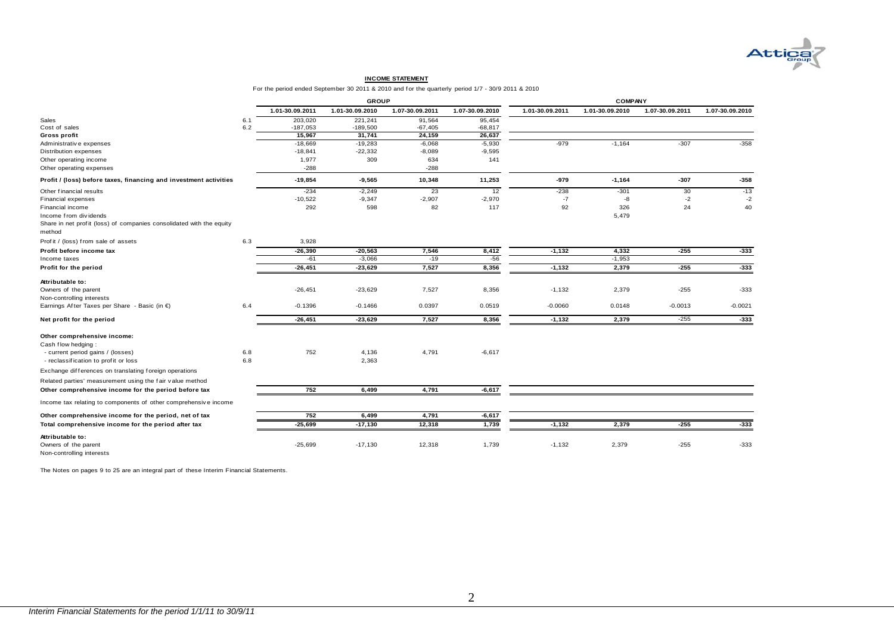## INCOME STATEMENT

For the period ended September 30 2011 & 2010 and for the quarterly period 1/7 - 30/9 2011 & 2010

| | | GROUP | | | | COMPANY | | | |
|---|---|---|---|---|---|---|---|---|---|
| | | 1.01-30.09.2011 | 1.01-30.09.2010 | 1.07-30.09.2011 | 1.07-30.09.2010 | 1.01-30.09.2011 | 1.01-30.09.2010 | 1.07-30.09.2011 | 1.07-30.09.2010 |
| Sales | 6.1 | 203,020 | 221,241 | 91,564 | 95,454 | | | | |
| Cost of sales | 6.2 | -187,053 | -189,500 | -67,405 | -68,817 | | | | |
| **Gross profit** | | **15,967** | **31,741** | **24,159** | **26,637** | | | | |
| Administrative expenses | | -18,669 | -19,283 | -6,068 | -5,930 | -979 | -1,164 | -307 | -358 |
| Distribution expenses | | -18,841 | -22,332 | -8,089 | -9,595 | | | | |
| Other operating income | | 1,977 | 309 | 634 | 141 | | | | |
| Other operating expenses | | -288 | | -288 | | | | | |
| **Profit / (loss) before taxes, financing and investment activities** | | **-19,854** | **-9,565** | **10,348** | **11,253** | **-979** | **-1,164** | **-307** | **-358** |
| Other financial results | | -234 | -2,249 | 23 | 12 | -238 | -301 | 30 | -13 |
| Financial expenses | | -10,522 | -9,347 | -2,907 | -2,970 | -7 | -8 | -2 | -2 |
| Financial income | | 292 | 598 | 82 | 117 | 92 | 326 | 24 | 40 |
| Income from dividends | | | | | | | 5,479 | | |
| Share in net profit (loss) of companies consolidated with the equity method | | | | | | | | | |
| Profit / (loss) from sale of assets | 6.3 | 3,928 | | | | | | | |
| **Profit before income tax** | | **-26,390** | **-20,563** | **7,546** | **8,412** | **-1,132** | **4,332** | **-255** | **-333** |
| Income taxes | | -61 | -3,066 | -19 | -56 | | -1,953 | | |
| **Profit for the period** | | **-26,451** | **-23,629** | **7,527** | **8,356** | **-1,132** | **2,379** | **-255** | **-333** |
| **Attributable to:** | | | | | | | | | |
| Owners of the parent | | -26,451 | -23,629 | 7,527 | 8,356 | -1,132 | 2,379 | -255 | -333 |
| Non-controlling interests | | | | | | | | | |
| Earnings After Taxes per Share - Basic (in €) | 6.4 | -0.1396 | -0.1466 | 0.0397 | 0.0519 | -0.0060 | 0.0148 | -0.0013 | -0.0021 |
| **Net profit for the period** | | **-26,451** | **-23,629** | **7,527** | **8,356** | **-1,132** | **2,379** | **-255** | **-333** |
| **Other comprehensive income:** | | | | | | | | | |
| Cash flow hedging : | | | | | | | | | |
| - current period gains / (losses) | 6.8 | 752 | 4,136 | 4,791 | -6,617 | | | | |
| - reclassification to profit or loss | 6.8 | | 2,363 | | | | | | |
| Exchange differences on translating foreign operations | | | | | | | | | |
| Related parties' measurement using the fair value method | | | | | | | | | |
| **Other comprehensive income for the period before tax** | | **752** | **6,499** | **4,791** | **-6,617** | | | | |
| Income tax relating to components of other comprehensive income | | | | | | | | | |
| **Other comprehensive income for the period, net of tax** | | **752** | **6,499** | **4,791** | **-6,617** | | | | |
| **Total comprehensive income for the period after tax** | | **-25,699** | **-17,130** | **12,318** | **1,739** | **-1,132** | **2,379** | **-255** | **-333** |
| **Attributable to:** | | | | | | | | | |
| Owners of the parent | | -25,699 | -17,130 | 12,318 | 1,739 | -1,132 | 2,379 | -255 | -333 |
| Non-controlling interests | | | | | | | | | |

The Notes on pages 9 to 25 are an integral part of these Interim Financial Statements.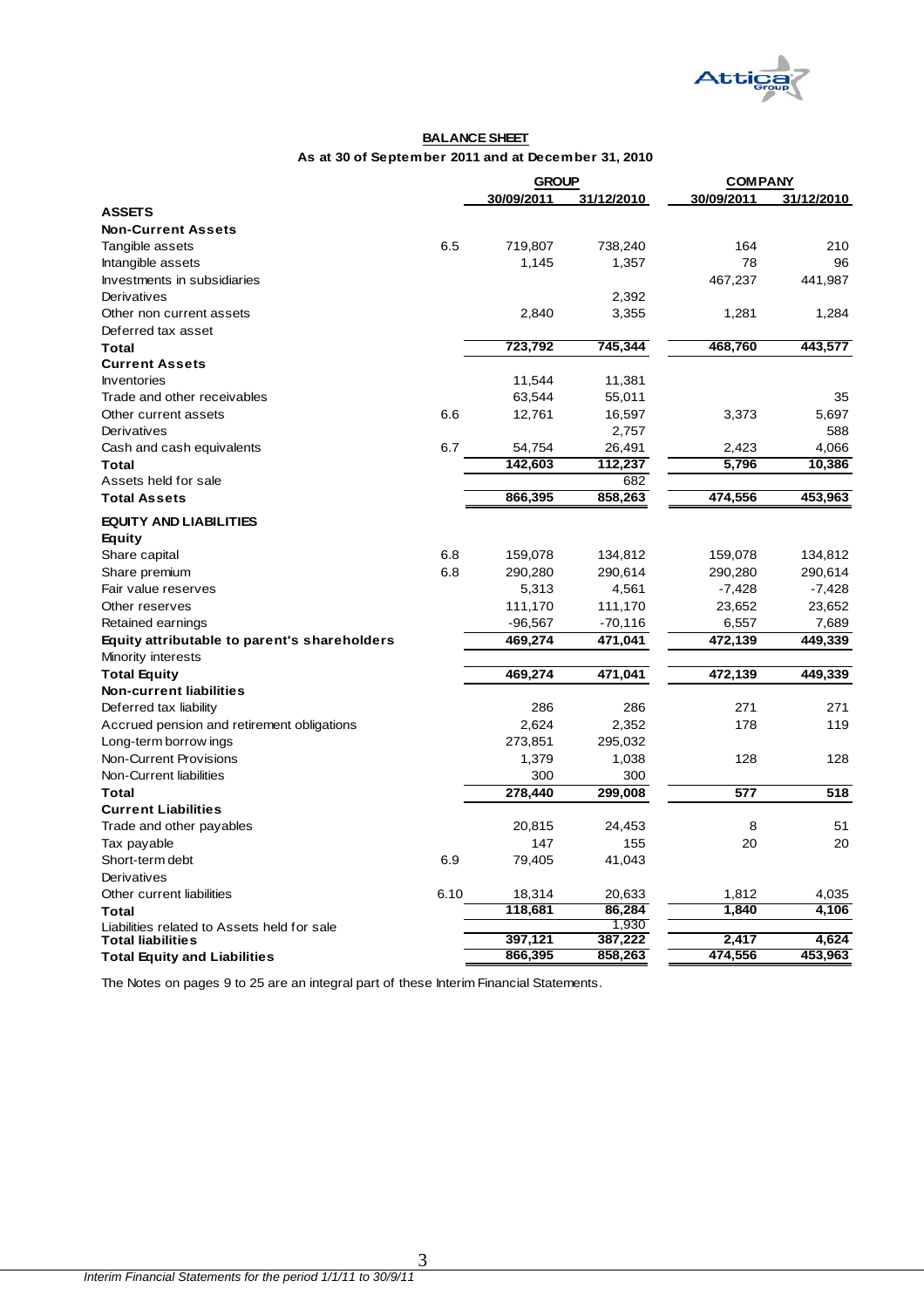**BALANCE SHEET**

**As at 30 of September 2011 and at December 31, 2010**

| | | GROUP | | COMPANY | |
|---|---|---|---|---|---|
| | | 30/09/2011 | 31/12/2010 | 30/09/2011 | 31/12/2010 |
| **ASSETS** | | | | | |
| **Non-Current Assets** | | | | | |
| Tangible assets | 6.5 | 719,807 | 738,240 | 164 | 210 |
| Intangible assets | | 1,145 | 1,357 | 78 | 96 |
| Investments in subsidiaries | | | | 467,237 | 441,987 |
| Derivatives | | | 2,392 | | |
| Other non current assets | | 2,840 | 3,355 | 1,281 | 1,284 |
| Deferred tax asset | | | | | |
| **Total** | | **723,792** | **745,344** | **468,760** | **443,577** |
| **Current Assets** | | | | | |
| Inventories | | 11,544 | 11,381 | | |
| Trade and other receivables | | 63,544 | 55,011 | | 35 |
| Other current assets | 6.6 | 12,761 | 16,597 | 3,373 | 5,697 |
| Derivatives | | | 2,757 | | 588 |
| Cash and cash equivalents | 6.7 | 54,754 | 26,491 | 2,423 | 4,066 |
| **Total** | | **142,603** | **112,237** | **5,796** | **10,386** |
| Assets held for sale | | | 682 | | |
| **Total Assets** | | **866,395** | **858,263** | **474,556** | **453,963** |
| **EQUITY AND LIABILITIES** | | | | | |
| **Equity** | | | | | |
| Share capital | 6.8 | 159,078 | 134,812 | 159,078 | 134,812 |
| Share premium | 6.8 | 290,280 | 290,614 | 290,280 | 290,614 |
| Fair value reserves | | 5,313 | 4,561 | -7,428 | -7,428 |
| Other reserves | | 111,170 | 111,170 | 23,652 | 23,652 |
| Retained earnings | | -96,567 | -70,116 | 6,557 | 7,689 |
| **Equity attributable to parent's shareholders** | | **469,274** | **471,041** | **472,139** | **449,339** |
| Minority interests | | | | | |
| **Total Equity** | | **469,274** | **471,041** | **472,139** | **449,339** |
| **Non-current liabilities** | | | | | |
| Deferred tax liability | | 286 | 286 | 271 | 271 |
| Accrued pension and retirement obligations | | 2,624 | 2,352 | 178 | 119 |
| Long-term borrowings | | 273,851 | 295,032 | | |
| Non-Current Provisions | | 1,379 | 1,038 | 128 | 128 |
| Non-Current liabilities | | 300 | 300 | | |
| **Total** | | **278,440** | **299,008** | **577** | **518** |
| **Current Liabilities** | | | | | |
| Trade and other payables | | 20,815 | 24,453 | 8 | 51 |
| Tax payable | | 147 | 155 | 20 | 20 |
| Short-term debt | 6.9 | 79,405 | 41,043 | | |
| Derivatives | | | | | |
| Other current liabilities | 6.10 | 18,314 | 20,633 | 1,812 | 4,035 |
| **Total** | | **118,681** | **86,284** | **1,840** | **4,106** |
| Liabilities related to Assets held for sale | | | 1,930 | | |
| **Total liabilities** | | **397,121** | **387,222** | **2,417** | **4,624** |
| **Total Equity and Liabilities** | | **866,395** | **858,263** | **474,556** | **453,963** |

The Notes on pages 9 to 25 are an integral part of these Interim Financial Statements.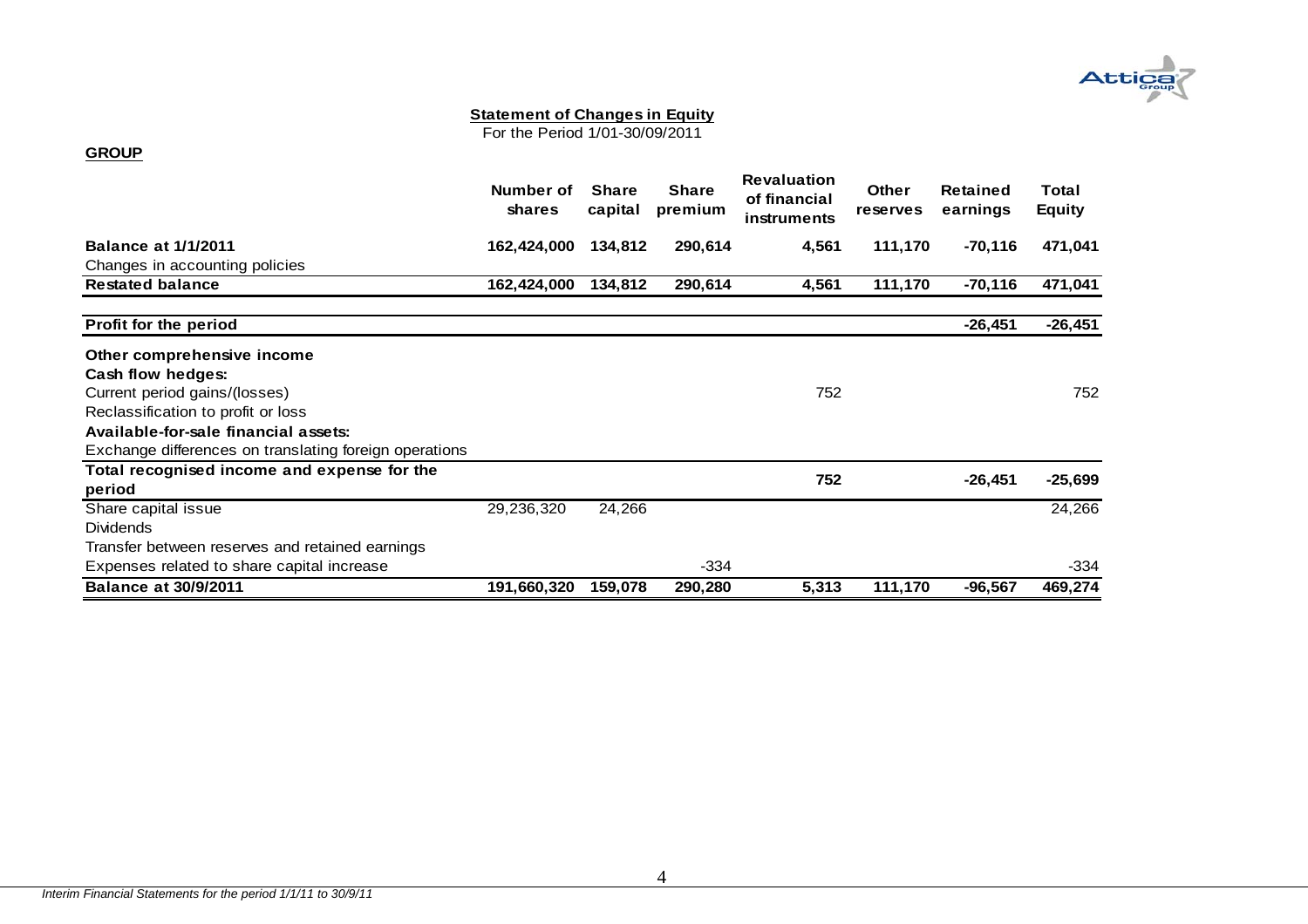## Statement of Changes in Equity

For the Period 1/01-30/09/2011

**GROUP**

| | Number of shares | Share capital | Share premium | Revaluation of financial instruments | Other reserves | Retained earnings | Total Equity |
|---|---|---|---|---|---|---|---|
| **Balance at 1/1/2011** | **162,424,000** | **134,812** | **290,614** | **4,561** | **111,170** | **-70,116** | **471,041** |
| Changes in accounting policies | | | | | | | |
| **Restated balance** | **162,424,000** | **134,812** | **290,614** | **4,561** | **111,170** | **-70,116** | **471,041** |
| **Profit for the period** | | | | | | **-26,451** | **-26,451** |
| **Other comprehensive income** | | | | | | | |
| **Cash flow hedges:** | | | | | | | |
| Current period gains/(losses) | | | | 752 | | | 752 |
| Reclassification to profit or loss | | | | | | | |
| **Available-for-sale financial assets:** | | | | | | | |
| Exchange differences on translating foreign operations | | | | | | | |
| **Total recognised income and expense for the period** | | | | **752** | | **-26,451** | **-25,699** |
| Share capital issue | 29,236,320 | 24,266 | | | | | 24,266 |
| Dividends | | | | | | | |
| Transfer between reserves and retained earnings | | | | | | | |
| Expenses related to share capital increase | | | -334 | | | | -334 |
| **Balance at 30/9/2011** | **191,660,320** | **159,078** | **290,280** | **5,313** | **111,170** | **-96,567** | **469,274** |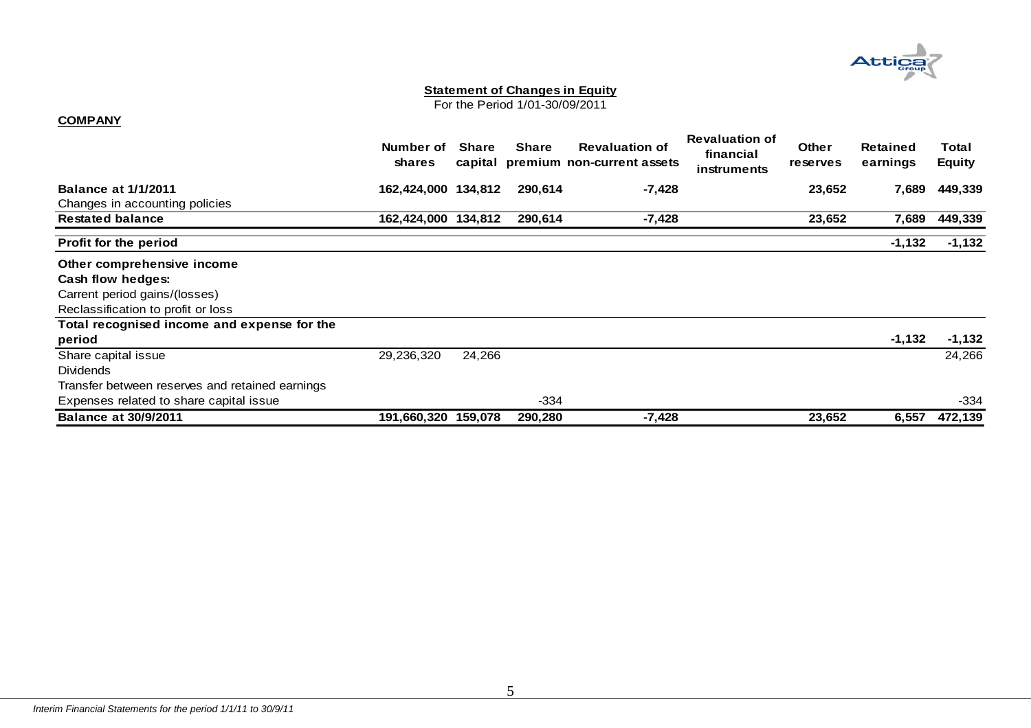## Statement of Changes in Equity

For the Period 1/01-30/09/2011

**COMPANY**

| | Number of shares | Share capital | Share premium | Revaluation of non-current assets | Revaluation of financial instruments | Other reserves | Retained earnings | Total Equity |
|---|---|---|---|---|---|---|---|---|
| **Balance at 1/1/2011** | **162,424,000** | **134,812** | **290,614** | **-7,428** | | **23,652** | **7,689** | **449,339** |
| Changes in accounting policies | | | | | | | | |
| **Restated balance** | **162,424,000** | **134,812** | **290,614** | **-7,428** | | **23,652** | **7,689** | **449,339** |
| **Profit for the period** | | | | | | | **-1,132** | **-1,132** |
| **Other comprehensive income** | | | | | | | | |
| **Cash flow hedges:** | | | | | | | | |
| Carrent period gains/(losses) | | | | | | | | |
| Reclassification to profit or loss | | | | | | | | |
| **Total recognised income and expense for the period** | | | | | | | **-1,132** | **-1,132** |
| Share capital issue | 29,236,320 | 24,266 | | | | | | 24,266 |
| Dividends | | | | | | | | |
| Transfer between reserves and retained earnings | | | | | | | | |
| Expenses related to share capital issue | | | -334 | | | | | -334 |
| **Balance at 30/9/2011** | **191,660,320** | **159,078** | **290,280** | **-7,428** | | **23,652** | **6,557** | **472,139** |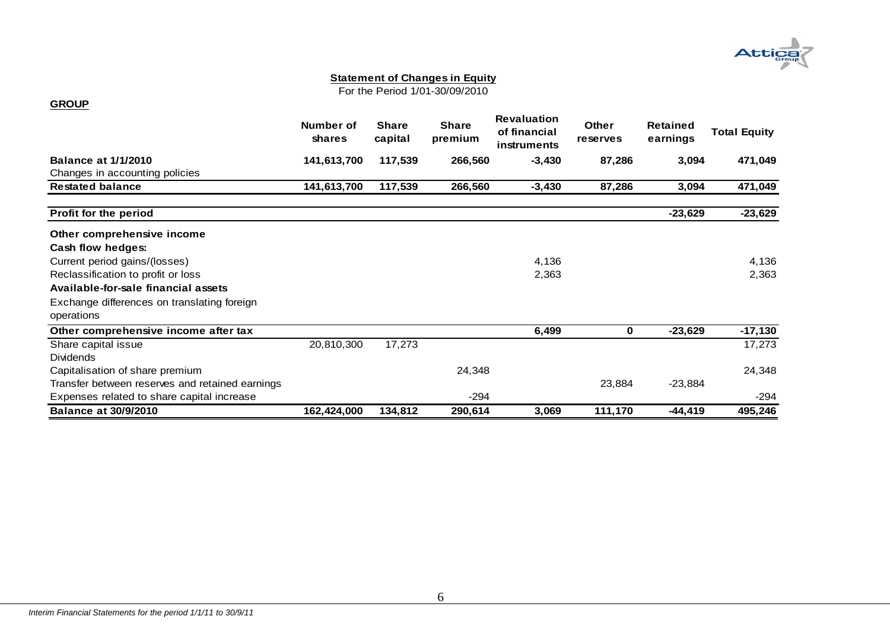**Statement of Changes in Equity**

For the Period 1/01-30/09/2010

**GROUP**

| | Number of shares | Share capital | Share premium | Revaluation of financial instruments | Other reserves | Retained earnings | Total Equity |
|---|---|---|---|---|---|---|---|
| **Balance at 1/1/2010** | **141,613,700** | **117,539** | **266,560** | **-3,430** | **87,286** | **3,094** | **471,049** |
| Changes in accounting policies | | | | | | | |
| **Restated balance** | **141,613,700** | **117,539** | **266,560** | **-3,430** | **87,286** | **3,094** | **471,049** |
| **Profit for the period** | | | | | | **-23,629** | **-23,629** |
| **Other comprehensive income** | | | | | | | |
| **Cash flow hedges:** | | | | | | | |
| Current period gains/(losses) | | | | 4,136 | | | 4,136 |
| Reclassification to profit or loss | | | | 2,363 | | | 2,363 |
| **Available-for-sale financial assets** | | | | | | | |
| Exchange differences on translating foreign operations | | | | | | | |
| **Other comprehensive income after tax** | | | | **6,499** | **0** | **-23,629** | **-17,130** |
| Share capital issue | 20,810,300 | 17,273 | | | | | 17,273 |
| Dividends | | | | | | | |
| Capitalisation of share premium | | | 24,348 | | | | 24,348 |
| Transfer between reserves and retained earnings | | | | | 23,884 | -23,884 | |
| Expenses related to share capital increase | | | -294 | | | | -294 |
| **Balance at 30/9/2010** | **162,424,000** | **134,812** | **290,614** | **3,069** | **111,170** | **-44,419** | **495,246** |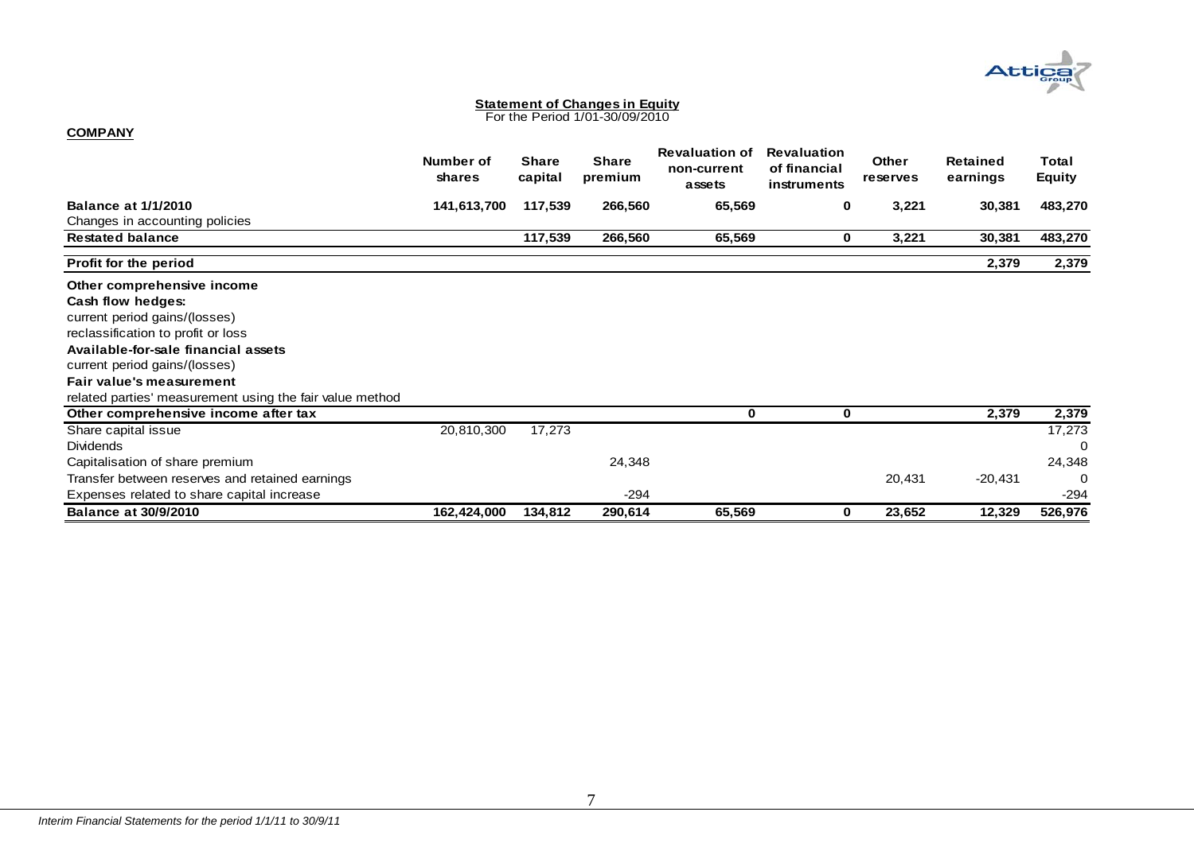**Statement of Changes in Equity**
For the Period 1/01-30/09/2010

**COMPANY**

| | Number of shares | Share capital | Share premium | Revaluation of non-current assets | Revaluation of financial instruments | Other reserves | Retained earnings | Total Equity |
|---|---|---|---|---|---|---|---|---|
| **Balance at 1/1/2010** | **141,613,700** | **117,539** | **266,560** | **65,569** | **0** | **3,221** | **30,381** | **483,270** |
| Changes in accounting policies | | | | | | | | |
| **Restated balance** | | **117,539** | **266,560** | **65,569** | **0** | **3,221** | **30,381** | **483,270** |
| **Profit for the period** | | | | | | | **2,379** | **2,379** |
| **Other comprehensive income** | | | | | | | | |
| **Cash flow hedges:** | | | | | | | | |
| current period gains/(losses) | | | | | | | | |
| reclassification to profit or loss | | | | | | | | |
| **Available-for-sale financial assets** | | | | | | | | |
| current period gains/(losses) | | | | | | | | |
| **Fair value's measurement** | | | | | | | | |
| related parties' measurement using the fair value method | | | | | | | | |
| **Other comprehensive income after tax** | | | | **0** | **0** | | **2,379** | **2,379** |
| Share capital issue | 20,810,300 | 17,273 | | | | | | 17,273 |
| Dividends | | | | | | | | 0 |
| Capitalisation of share premium | | | 24,348 | | | | | 24,348 |
| Transfer between reserves and retained earnings | | | | | | 20,431 | -20,431 | 0 |
| Expenses related to share capital increase | | | -294 | | | | | -294 |
| **Balance at 30/9/2010** | **162,424,000** | **134,812** | **290,614** | **65,569** | **0** | **23,652** | **12,329** | **526,976** |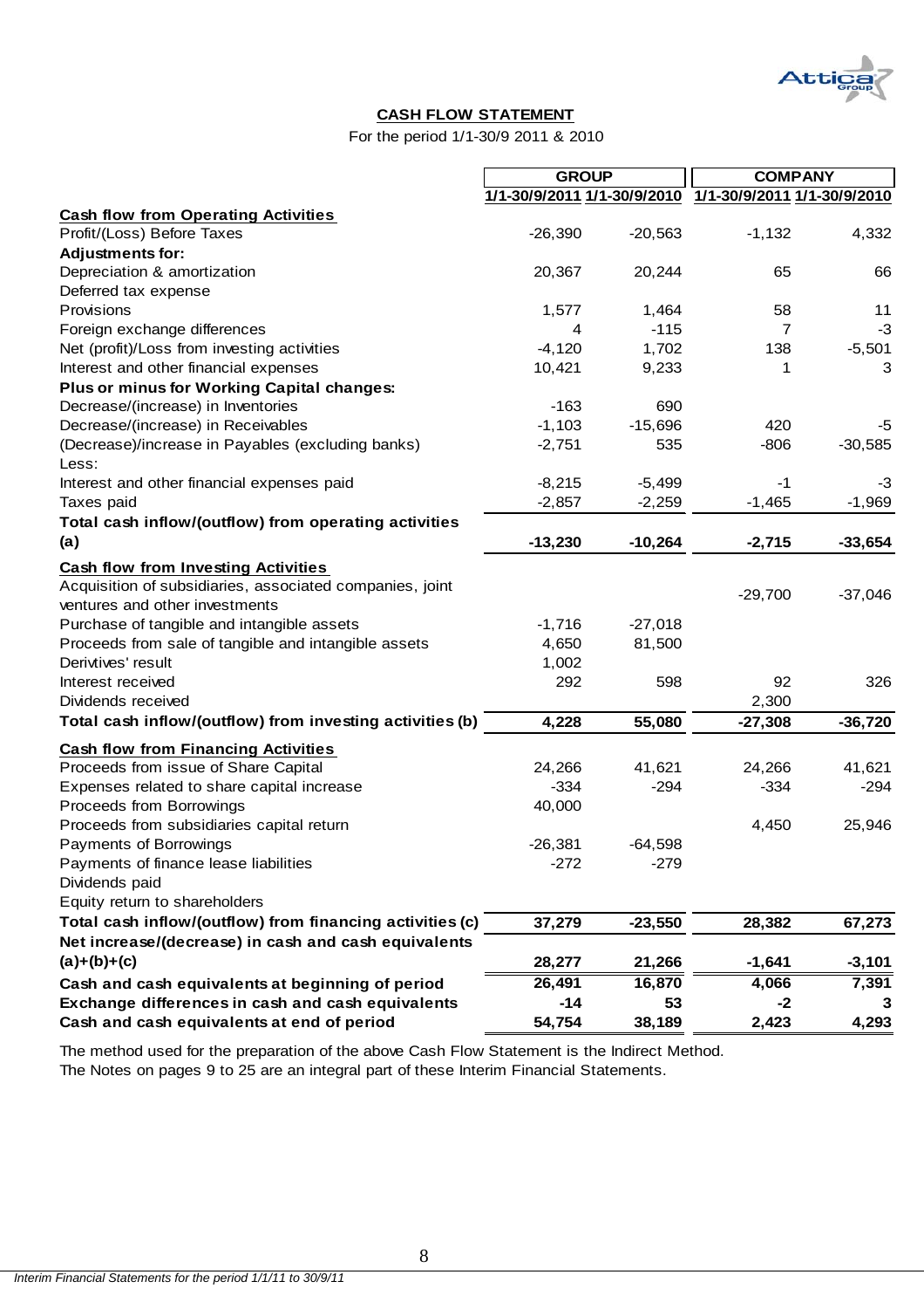## CASH FLOW STATEMENT

For the period 1/1-30/9 2011 & 2010

| | GROUP | | COMPANY | |
|---|---|---|---|---|
| | 1/1-30/9/2011 | 1/1-30/9/2010 | 1/1-30/9/2011 | 1/1-30/9/2010 |
| **Cash flow from Operating Activities** | | | | |
| Profit/(Loss) Before Taxes | -26,390 | -20,563 | -1,132 | 4,332 |
| **Adjustments for:** | | | | |
| Depreciation & amortization | 20,367 | 20,244 | 65 | 66 |
| Deferred tax expense | | | | |
| Provisions | 1,577 | 1,464 | 58 | 11 |
| Foreign exchange differences | 4 | -115 | 7 | -3 |
| Net (profit)/Loss from investing activities | -4,120 | 1,702 | 138 | -5,501 |
| Interest and other financial expenses | 10,421 | 9,233 | 1 | 3 |
| **Plus or minus for Working Capital changes:** | | | | |
| Decrease/(increase) in Inventories | -163 | 690 | | |
| Decrease/(increase) in Receivables | -1,103 | -15,696 | 420 | -5 |
| (Decrease)/increase in Payables (excluding banks) | -2,751 | 535 | -806 | -30,585 |
| Less: | | | | |
| Interest and other financial expenses paid | -8,215 | -5,499 | -1 | -3 |
| Taxes paid | -2,857 | -2,259 | -1,465 | -1,969 |
| **Total cash inflow/(outflow) from operating activities (a)** | **-13,230** | **-10,264** | **-2,715** | **-33,654** |
| **Cash flow from Investing Activities** | | | | |
| Acquisition of subsidiaries, associated companies, joint ventures and other investments | | | -29,700 | -37,046 |
| Purchase of tangible and intangible assets | -1,716 | -27,018 | | |
| Proceeds from sale of tangible and intangible assets | 4,650 | 81,500 | | |
| Derivtives' result | 1,002 | | | |
| Interest received | 292 | 598 | 92 | 326 |
| Dividends received | | | 2,300 | |
| **Total cash inflow/(outflow) from investing activities (b)** | **4,228** | **55,080** | **-27,308** | **-36,720** |
| **Cash flow from Financing Activities** | | | | |
| Proceeds from issue of Share Capital | 24,266 | 41,621 | 24,266 | 41,621 |
| Expenses related to share capital increase | -334 | -294 | -334 | -294 |
| Proceeds from Borrowings | 40,000 | | | |
| Proceeds from subsidiaries capital return | | | 4,450 | 25,946 |
| Payments of Borrowings | -26,381 | -64,598 | | |
| Payments of finance lease liabilities | -272 | -279 | | |
| Dividends paid | | | | |
| Equity return to shareholders | | | | |
| **Total cash inflow/(outflow) from financing activities (c)** | **37,279** | **-23,550** | **28,382** | **67,273** |
| **Net increase/(decrease) in cash and cash equivalents (a)+(b)+(c)** | **28,277** | **21,266** | **-1,641** | **-3,101** |
| **Cash and cash equivalents at beginning of period** | **26,491** | **16,870** | **4,066** | **7,391** |
| **Exchange differences in cash and cash equivalents** | **-14** | **53** | **-2** | **3** |
| **Cash and cash equivalents at end of period** | **54,754** | **38,189** | **2,423** | **4,293** |

The method used for the preparation of the above Cash Flow Statement is the Indirect Method.
The Notes on pages 9 to 25 are an integral part of these Interim Financial Statements.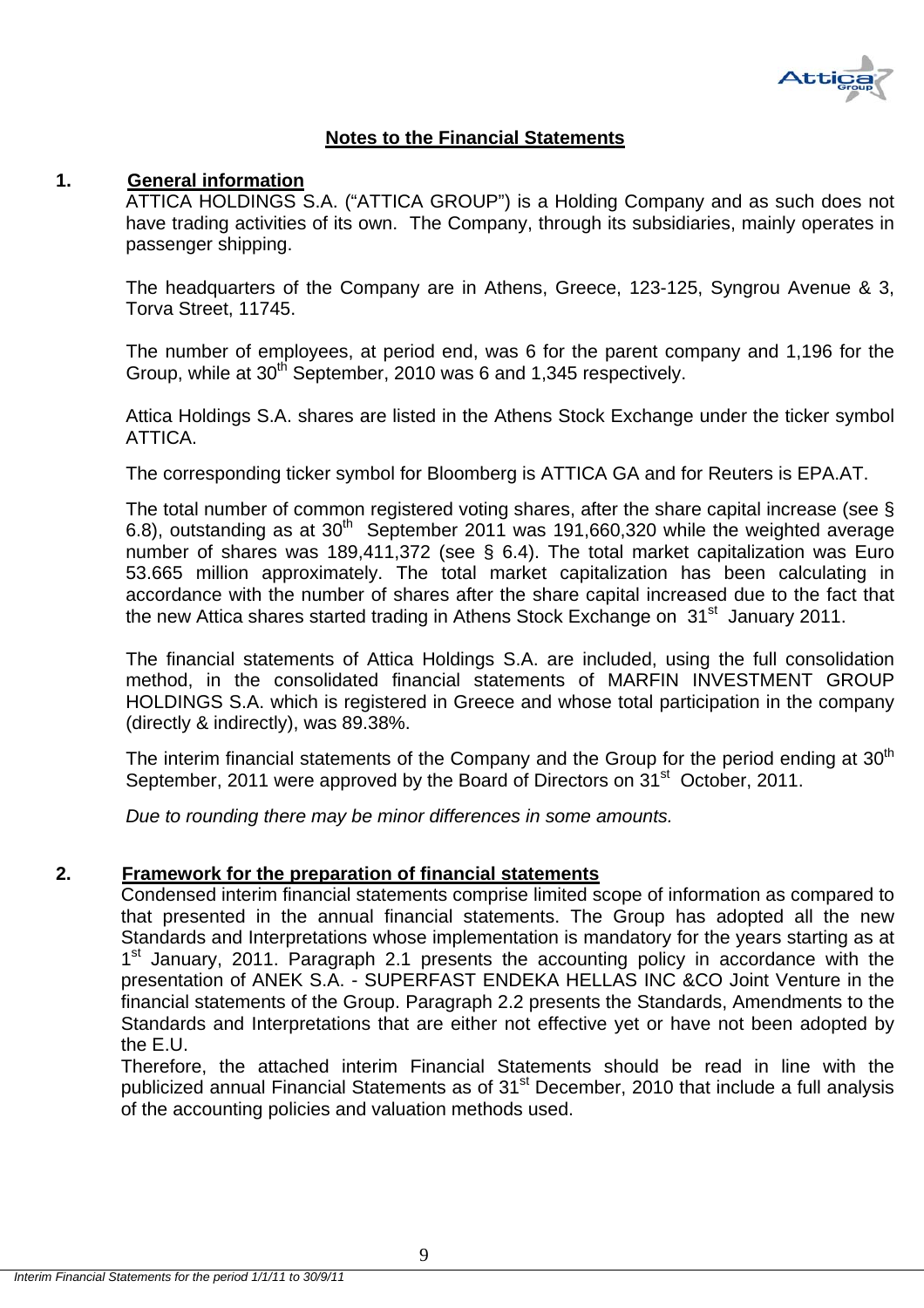## Notes to the Financial Statements

### 1. General information

ATTICA HOLDINGS S.A. ("ATTICA GROUP") is a Holding Company and as such does not have trading activities of its own. The Company, through its subsidiaries, mainly operates in passenger shipping.

The headquarters of the Company are in Athens, Greece, 123-125, Syngrou Avenue & 3, Torva Street, 11745.

The number of employees, at period end, was 6 for the parent company and 1,196 for the Group, while at 30th September, 2010 was 6 and 1,345 respectively.

Attica Holdings S.A. shares are listed in the Athens Stock Exchange under the ticker symbol ATTICA.

The corresponding ticker symbol for Bloomberg is ATTICA GA and for Reuters is EPA.AT.

The total number of common registered voting shares, after the share capital increase (see § 6.8), outstanding as at 30th September 2011 was 191,660,320 while the weighted average number of shares was 189,411,372 (see § 6.4). The total market capitalization was Euro 53.665 million approximately. The total market capitalization has been calculating in accordance with the number of shares after the share capital increased due to the fact that the new Attica shares started trading in Athens Stock Exchange on 31st January 2011.

The financial statements of Attica Holdings S.A. are included, using the full consolidation method, in the consolidated financial statements of MARFIN INVESTMENT GROUP HOLDINGS S.A. which is registered in Greece and whose total participation in the company (directly & indirectly), was 89.38%.

The interim financial statements of the Company and the Group for the period ending at 30th September, 2011 were approved by the Board of Directors on 31st October, 2011.

*Due to rounding there may be minor differences in some amounts.*

### 2. Framework for the preparation of financial statements

Condensed interim financial statements comprise limited scope of information as compared to that presented in the annual financial statements. The Group has adopted all the new Standards and Interpretations whose implementation is mandatory for the years starting as at 1st January, 2011. Paragraph 2.1 presents the accounting policy in accordance with the presentation of ANEK S.A. - SUPERFAST ENDEKA HELLAS INC &CO Joint Venture in the financial statements of the Group. Paragraph 2.2 presents the Standards, Amendments to the Standards and Interpretations that are either not effective yet or have not been adopted by the E.U.

Therefore, the attached interim Financial Statements should be read in line with the publicized annual Financial Statements as of 31st December, 2010 that include a full analysis of the accounting policies and valuation methods used.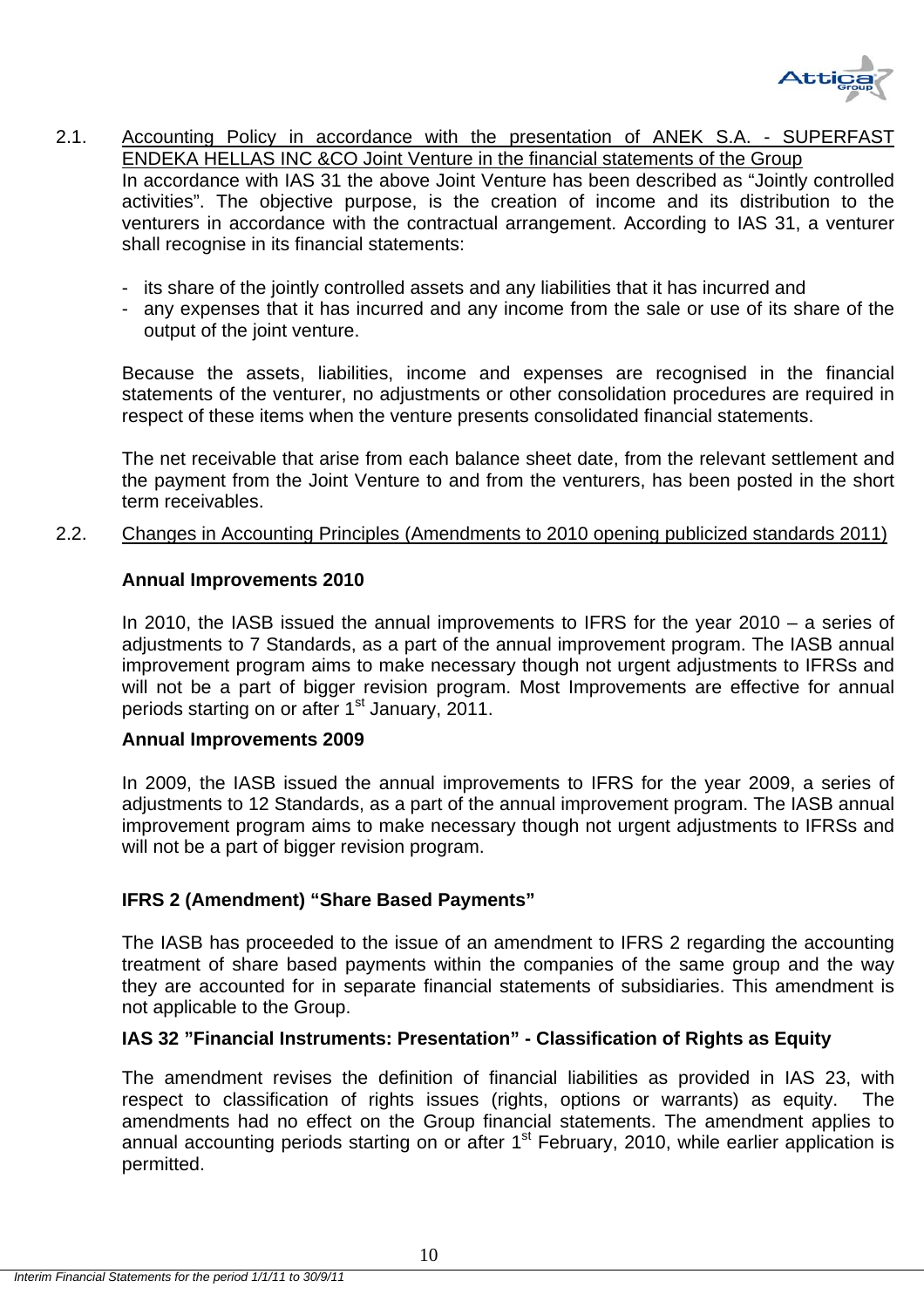2.1. Accounting Policy in accordance with the presentation of ANEK S.A. - SUPERFAST ENDEKA HELLAS INC &CO Joint Venture in the financial statements of the Group

In accordance with IAS 31 the above Joint Venture has been described as "Jointly controlled activities". The objective purpose, is the creation of income and its distribution to the venturers in accordance with the contractual arrangement. According to IAS 31, a venturer shall recognise in its financial statements:

- its share of the jointly controlled assets and any liabilities that it has incurred and
- any expenses that it has incurred and any income from the sale or use of its share of the output of the joint venture.

Because the assets, liabilities, income and expenses are recognised in the financial statements of the venturer, no adjustments or other consolidation procedures are required in respect of these items when the venture presents consolidated financial statements.

The net receivable that arise from each balance sheet date, from the relevant settlement and the payment from the Joint Venture to and from the venturers, has been posted in the short term receivables.

2.2. Changes in Accounting Principles (Amendments to 2010 opening publicized standards 2011)

**Annual Improvements 2010**

In 2010, the IASB issued the annual improvements to IFRS for the year 2010 – a series of adjustments to 7 Standards, as a part of the annual improvement program. The IASB annual improvement program aims to make necessary though not urgent adjustments to IFRSs and will not be a part of bigger revision program. Most Improvements are effective for annual periods starting on or after 1st January, 2011.

**Annual Improvements 2009**

In 2009, the IASB issued the annual improvements to IFRS for the year 2009, a series of adjustments to 12 Standards, as a part of the annual improvement program. The IASB annual improvement program aims to make necessary though not urgent adjustments to IFRSs and will not be a part of bigger revision program.

**IFRS 2 (Amendment) "Share Based Payments"**

The IASB has proceeded to the issue of an amendment to IFRS 2 regarding the accounting treatment of share based payments within the companies of the same group and the way they are accounted for in separate financial statements of subsidiaries. This amendment is not applicable to the Group.

**IAS 32 "Financial Instruments: Presentation" - Classification of Rights as Equity**

The amendment revises the definition of financial liabilities as provided in IAS 23, with respect to classification of rights issues (rights, options or warrants) as equity. The amendments had no effect on the Group financial statements. The amendment applies to annual accounting periods starting on or after 1st February, 2010, while earlier application is permitted.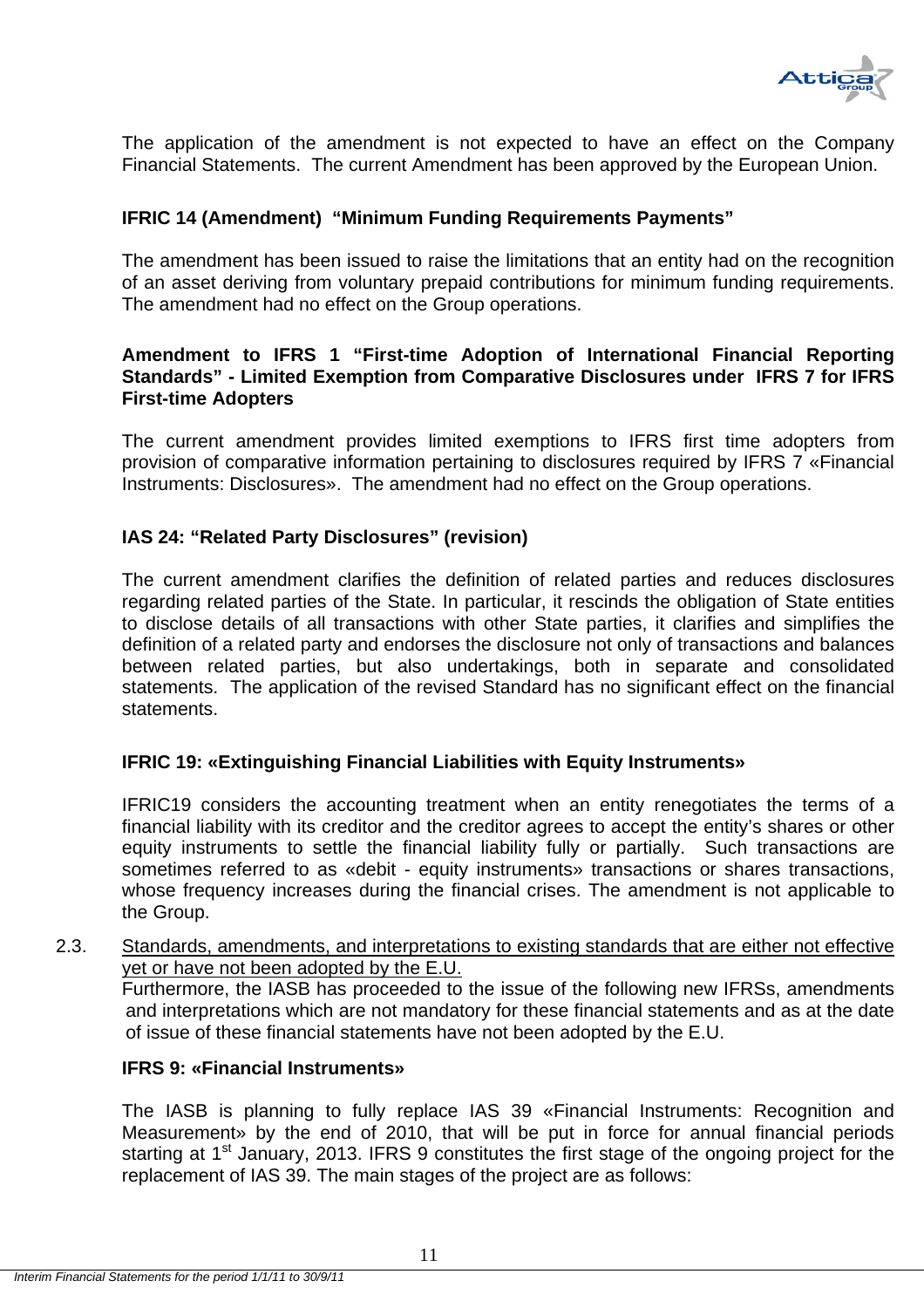The application of the amendment is not expected to have an effect on the Company Financial Statements. The current Amendment has been approved by the European Union.

**IFRIC 14 (Amendment) "Minimum Funding Requirements Payments"**

The amendment has been issued to raise the limitations that an entity had on the recognition of an asset deriving from voluntary prepaid contributions for minimum funding requirements. The amendment had no effect on the Group operations.

**Amendment to IFRS 1 "First-time Adoption of International Financial Reporting Standards" - Limited Exemption from Comparative Disclosures under IFRS 7 for IFRS First-time Adopters**

The current amendment provides limited exemptions to IFRS first time adopters from provision of comparative information pertaining to disclosures required by IFRS 7 «Financial Instruments: Disclosures». The amendment had no effect on the Group operations.

**IAS 24: "Related Party Disclosures" (revision)**

The current amendment clarifies the definition of related parties and reduces disclosures regarding related parties of the State. In particular, it rescinds the obligation of State entities to disclose details of all transactions with other State parties, it clarifies and simplifies the definition of a related party and endorses the disclosure not only of transactions and balances between related parties, but also undertakings, both in separate and consolidated statements. The application of the revised Standard has no significant effect on the financial statements.

**IFRIC 19: «Extinguishing Financial Liabilities with Equity Instruments»**

IFRIC19 considers the accounting treatment when an entity renegotiates the terms of a financial liability with its creditor and the creditor agrees to accept the entity's shares or other equity instruments to settle the financial liability fully or partially. Such transactions are sometimes referred to as «debit - equity instruments» transactions or shares transactions, whose frequency increases during the financial crises. The amendment is not applicable to the Group.

2.3. Standards, amendments, and interpretations to existing standards that are either not effective yet or have not been adopted by the E.U.

Furthermore, the IASB has proceeded to the issue of the following new IFRSs, amendments and interpretations which are not mandatory for these financial statements and as at the date of issue of these financial statements have not been adopted by the E.U.

**IFRS 9: «Financial Instruments»**

The IASB is planning to fully replace IAS 39 «Financial Instruments: Recognition and Measurement» by the end of 2010, that will be put in force for annual financial periods starting at 1st January, 2013. IFRS 9 constitutes the first stage of the ongoing project for the replacement of IAS 39. The main stages of the project are as follows: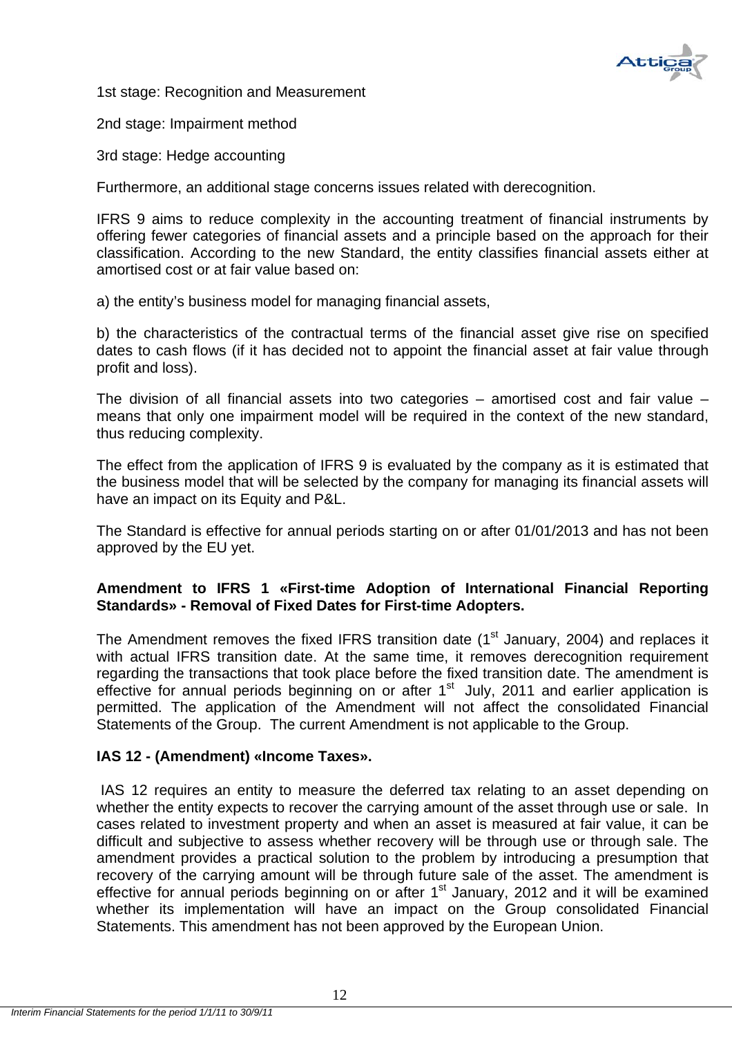1st stage: Recognition and Measurement

2nd stage: Impairment method

3rd stage: Hedge accounting

Furthermore, an additional stage concerns issues related with derecognition.

IFRS 9 aims to reduce complexity in the accounting treatment of financial instruments by offering fewer categories of financial assets and a principle based on the approach for their classification. According to the new Standard, the entity classifies financial assets either at amortised cost or at fair value based on:

a) the entity's business model for managing financial assets,

b) the characteristics of the contractual terms of the financial asset give rise on specified dates to cash flows (if it has decided not to appoint the financial asset at fair value through profit and loss).

The division of all financial assets into two categories – amortised cost and fair value – means that only one impairment model will be required in the context of the new standard, thus reducing complexity.

The effect from the application of IFRS 9 is evaluated by the company as it is estimated that the business model that will be selected by the company for managing its financial assets will have an impact on its Equity and P&L.

The Standard is effective for annual periods starting on or after 01/01/2013 and has not been approved by the EU yet.

**Amendment to IFRS 1 «First-time Adoption of International Financial Reporting Standards» - Removal of Fixed Dates for First-time Adopters.**

The Amendment removes the fixed IFRS transition date (1st January, 2004) and replaces it with actual IFRS transition date. At the same time, it removes derecognition requirement regarding the transactions that took place before the fixed transition date. The amendment is effective for annual periods beginning on or after 1st July, 2011 and earlier application is permitted. The application of the Amendment will not affect the consolidated Financial Statements of the Group. The current Amendment is not applicable to the Group.

**IAS 12 - (Amendment) «Income Taxes».**

IAS 12 requires an entity to measure the deferred tax relating to an asset depending on whether the entity expects to recover the carrying amount of the asset through use or sale. In cases related to investment property and when an asset is measured at fair value, it can be difficult and subjective to assess whether recovery will be through use or through sale. The amendment provides a practical solution to the problem by introducing a presumption that recovery of the carrying amount will be through future sale of the asset. The amendment is effective for annual periods beginning on or after 1st January, 2012 and it will be examined whether its implementation will have an impact on the Group consolidated Financial Statements. This amendment has not been approved by the European Union.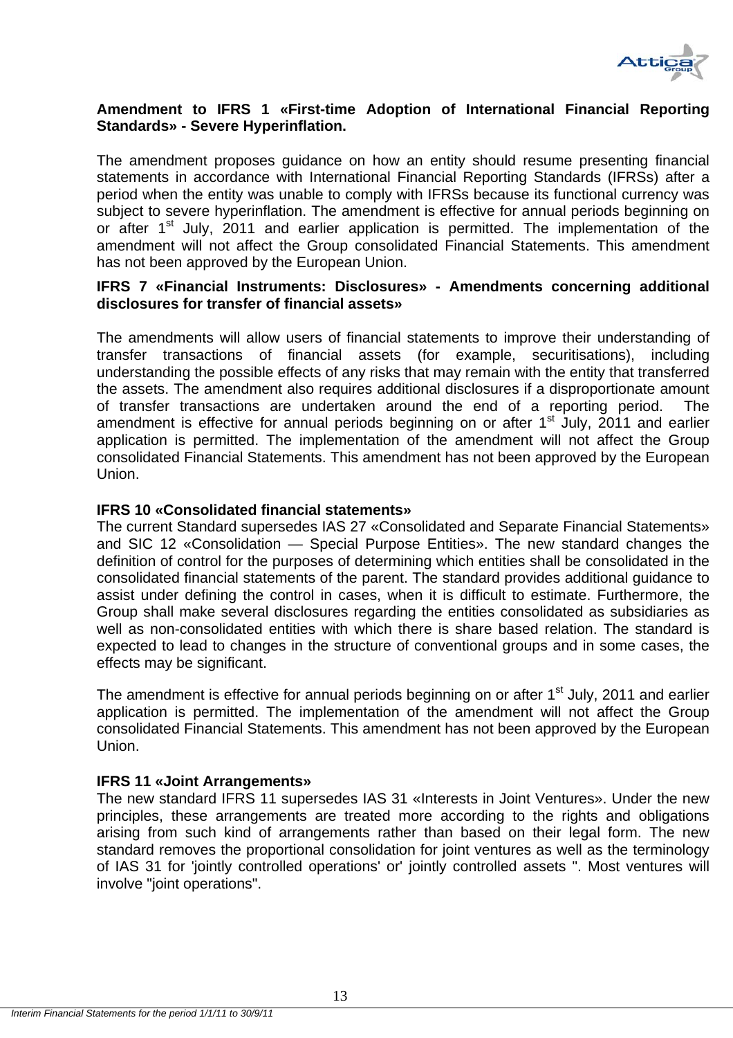**Amendment to IFRS 1 «First-time Adoption of International Financial Reporting Standards» - Severe Hyperinflation.**

The amendment proposes guidance on how an entity should resume presenting financial statements in accordance with International Financial Reporting Standards (IFRSs) after a period when the entity was unable to comply with IFRSs because its functional currency was subject to severe hyperinflation. The amendment is effective for annual periods beginning on or after 1st July, 2011 and earlier application is permitted. The implementation of the amendment will not affect the Group consolidated Financial Statements. This amendment has not been approved by the European Union.

**IFRS 7 «Financial Instruments: Disclosures» - Amendments concerning additional disclosures for transfer of financial assets»**

The amendments will allow users of financial statements to improve their understanding of transfer transactions of financial assets (for example, securitisations), including understanding the possible effects of any risks that may remain with the entity that transferred the assets. The amendment also requires additional disclosures if a disproportionate amount of transfer transactions are undertaken around the end of a reporting period. The amendment is effective for annual periods beginning on or after 1st July, 2011 and earlier application is permitted. The implementation of the amendment will not affect the Group consolidated Financial Statements. This amendment has not been approved by the European Union.

**IFRS 10 «Consolidated financial statements»**

The current Standard supersedes IAS 27 «Consolidated and Separate Financial Statements» and SIC 12 «Consolidation — Special Purpose Entities». The new standard changes the definition of control for the purposes of determining which entities shall be consolidated in the consolidated financial statements of the parent. The standard provides additional guidance to assist under defining the control in cases, when it is difficult to estimate. Furthermore, the Group shall make several disclosures regarding the entities consolidated as subsidiaries as well as non-consolidated entities with which there is share based relation. The standard is expected to lead to changes in the structure of conventional groups and in some cases, the effects may be significant.

The amendment is effective for annual periods beginning on or after 1st July, 2011 and earlier application is permitted. The implementation of the amendment will not affect the Group consolidated Financial Statements. This amendment has not been approved by the European Union.

**IFRS 11 «Joint Arrangements»**

The new standard IFRS 11 supersedes IAS 31 «Interests in Joint Ventures». Under the new principles, these arrangements are treated more according to the rights and obligations arising from such kind of arrangements rather than based on their legal form. The new standard removes the proportional consolidation for joint ventures as well as the terminology of IAS 31 for 'jointly controlled operations' or' jointly controlled assets ". Most ventures will involve "joint operations".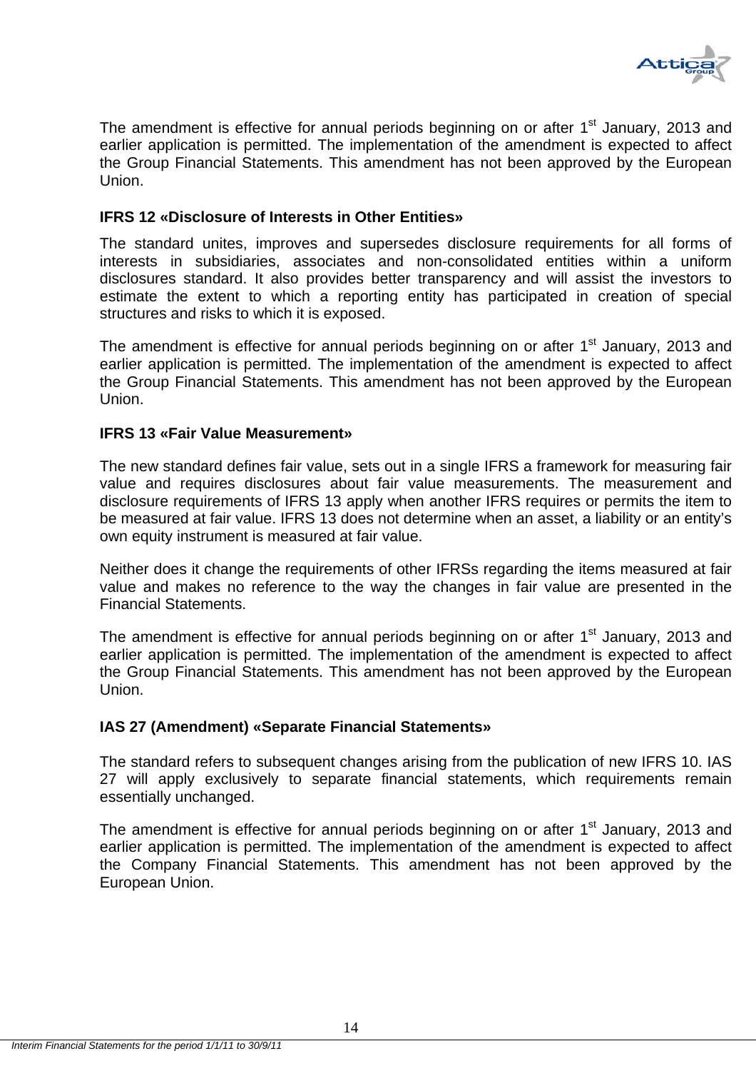The amendment is effective for annual periods beginning on or after 1st January, 2013 and earlier application is permitted. The implementation of the amendment is expected to affect the Group Financial Statements. This amendment has not been approved by the European Union.

**IFRS 12 «Disclosure of Interests in Other Entities»**

The standard unites, improves and supersedes disclosure requirements for all forms of interests in subsidiaries, associates and non-consolidated entities within a uniform disclosures standard. It also provides better transparency and will assist the investors to estimate the extent to which a reporting entity has participated in creation of special structures and risks to which it is exposed.

The amendment is effective for annual periods beginning on or after 1st January, 2013 and earlier application is permitted. The implementation of the amendment is expected to affect the Group Financial Statements. This amendment has not been approved by the European Union.

**IFRS 13 «Fair Value Measurement»**

The new standard defines fair value, sets out in a single IFRS a framework for measuring fair value and requires disclosures about fair value measurements. The measurement and disclosure requirements of IFRS 13 apply when another IFRS requires or permits the item to be measured at fair value. IFRS 13 does not determine when an asset, a liability or an entity's own equity instrument is measured at fair value.

Neither does it change the requirements of other IFRSs regarding the items measured at fair value and makes no reference to the way the changes in fair value are presented in the Financial Statements.

The amendment is effective for annual periods beginning on or after 1st January, 2013 and earlier application is permitted. The implementation of the amendment is expected to affect the Group Financial Statements. This amendment has not been approved by the European Union.

**IAS 27 (Amendment) «Separate Financial Statements»**

The standard refers to subsequent changes arising from the publication of new IFRS 10. IAS 27 will apply exclusively to separate financial statements, which requirements remain essentially unchanged.

The amendment is effective for annual periods beginning on or after 1st January, 2013 and earlier application is permitted. The implementation of the amendment is expected to affect the Company Financial Statements. This amendment has not been approved by the European Union.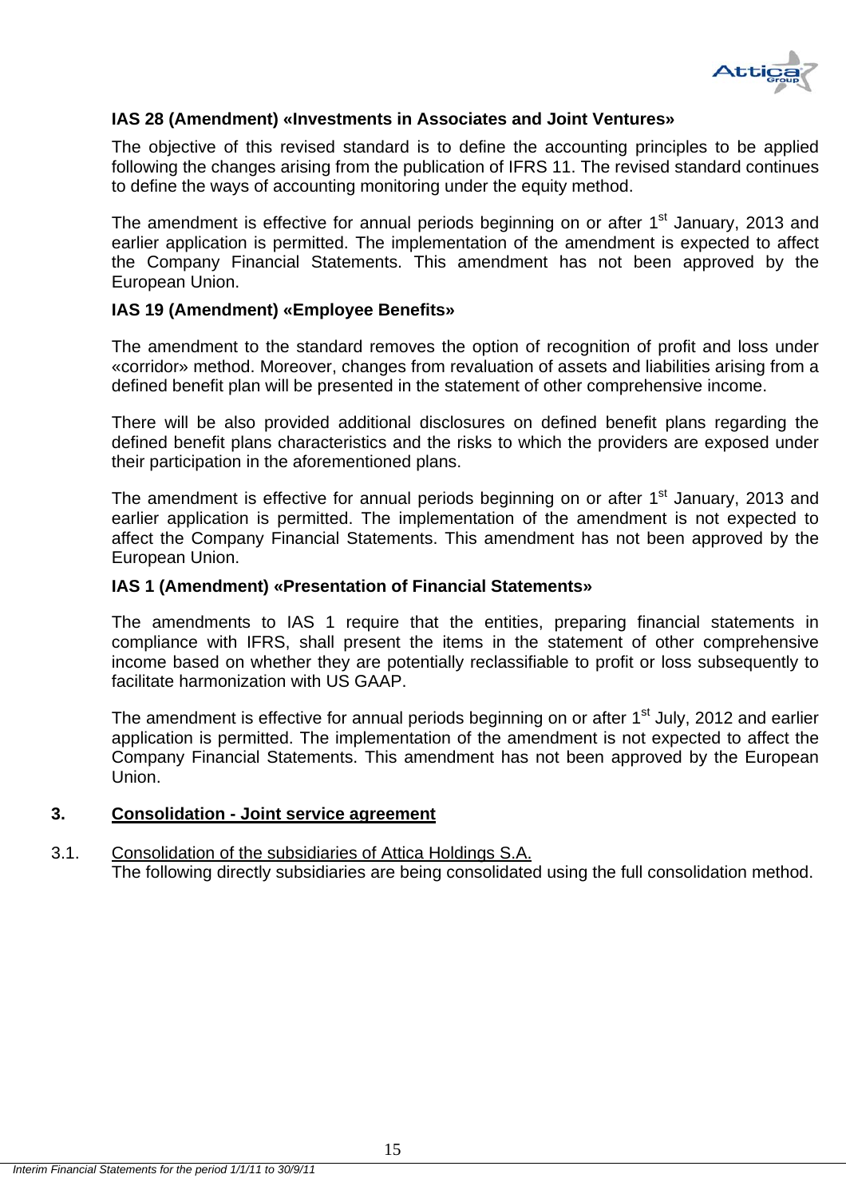**IAS 28 (Amendment) «Investments in Associates and Joint Ventures»**

The objective of this revised standard is to define the accounting principles to be applied following the changes arising from the publication of IFRS 11. The revised standard continues to define the ways of accounting monitoring under the equity method.

The amendment is effective for annual periods beginning on or after 1st January, 2013 and earlier application is permitted. The implementation of the amendment is expected to affect the Company Financial Statements. This amendment has not been approved by the European Union.

**IAS 19 (Amendment) «Employee Benefits»**

The amendment to the standard removes the option of recognition of profit and loss under «corridor» method. Moreover, changes from revaluation of assets and liabilities arising from a defined benefit plan will be presented in the statement of other comprehensive income.

There will be also provided additional disclosures on defined benefit plans regarding the defined benefit plans characteristics and the risks to which the providers are exposed under their participation in the aforementioned plans.

The amendment is effective for annual periods beginning on or after 1st January, 2013 and earlier application is permitted. The implementation of the amendment is not expected to affect the Company Financial Statements. This amendment has not been approved by the European Union.

**IAS 1 (Amendment) «Presentation of Financial Statements»**

The amendments to IAS 1 require that the entities, preparing financial statements in compliance with IFRS, shall present the items in the statement of other comprehensive income based on whether they are potentially reclassifiable to profit or loss subsequently to facilitate harmonization with US GAAP.

The amendment is effective for annual periods beginning on or after 1st July, 2012 and earlier application is permitted. The implementation of the amendment is not expected to affect the Company Financial Statements. This amendment has not been approved by the European Union.

## 3. Consolidation - Joint service agreement

3.1. Consolidation of the subsidiaries of Attica Holdings S.A.

The following directly subsidiaries are being consolidated using the full consolidation method.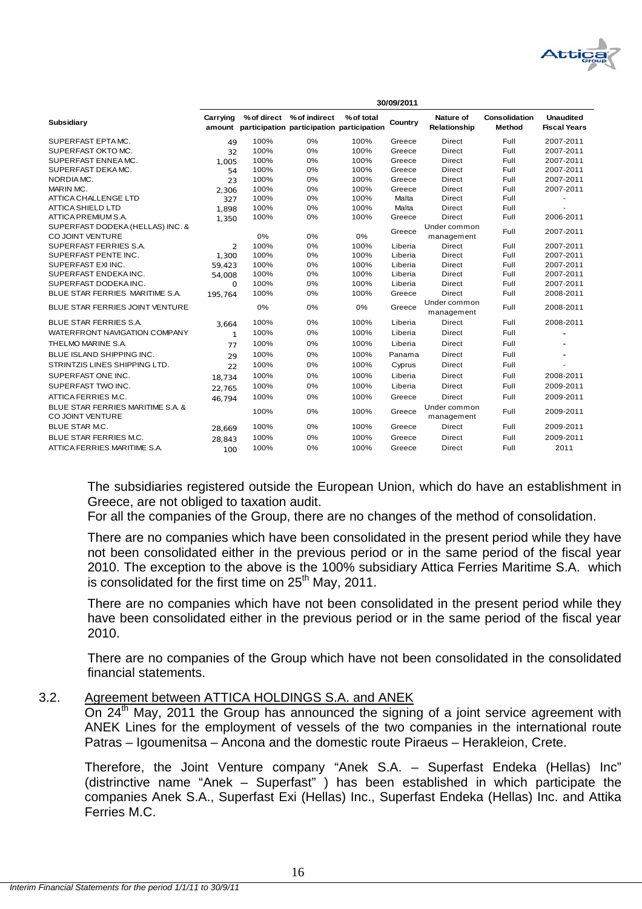| Subsidiary | 30/09/2011 | | | | | | | |
|---|---|---|---|---|---|---|---|---|
| | Carrying amount | % of direct participation | % of indirect participation | % of total participation | Country | Nature of Relationship | Consolidation Method | Unaudited Fiscal Years |
| SUPERFAST EPTA MC. | 49 | 100% | 0% | 100% | Greece | Direct | Full | 2007-2011 |
| SUPERFAST OKTO MC. | 32 | 100% | 0% | 100% | Greece | Direct | Full | 2007-2011 |
| SUPERFAST ENNEA MC. | 1,005 | 100% | 0% | 100% | Greece | Direct | Full | 2007-2011 |
| SUPERFAST DEKA MC. | 54 | 100% | 0% | 100% | Greece | Direct | Full | 2007-2011 |
| NORDIA MC. | 23 | 100% | 0% | 100% | Greece | Direct | Full | 2007-2011 |
| MARIN MC. | 2,306 | 100% | 0% | 100% | Greece | Direct | Full | 2007-2011 |
| ATTICA CHALLENGE LTD | 327 | 100% | 0% | 100% | Malta | Direct | Full | - |
| ATTICA SHIELD LTD | 1,898 | 100% | 0% | 100% | Malta | Direct | Full | - |
| ATTICA PREMIUM S.A. | 1,350 | 100% | 0% | 100% | Greece | Direct | Full | 2006-2011 |
| SUPERFAST DODEKA (HELLAS) INC. & CO JOINT VENTURE | | 0% | 0% | 0% | Greece | Under common management | Full | 2007-2011 |
| SUPERFAST FERRIES S.A. | 2 | 100% | 0% | 100% | Liberia | Direct | Full | 2007-2011 |
| SUPERFAST PENTE INC. | 1,300 | 100% | 0% | 100% | Liberia | Direct | Full | 2007-2011 |
| SUPERFAST EXI INC. | 59,423 | 100% | 0% | 100% | Liberia | Direct | Full | 2007-2011 |
| SUPERFAST ENDEKA INC. | 54,008 | 100% | 0% | 100% | Liberia | Direct | Full | 2007-2011 |
| SUPERFAST DODEKA INC. | 0 | 100% | 0% | 100% | Liberia | Direct | Full | 2007-2011 |
| BLUE STAR FERRIES MARITIME S.A. | 195,764 | 100% | 0% | 100% | Greece | Direct | Full | 2008-2011 |
| BLUE STAR FERRIES JOINT VENTURE | | 0% | 0% | 0% | Greece | Under common management | Full | 2008-2011 |
| BLUE STAR FERRIES S.A. | 3,664 | 100% | 0% | 100% | Liberia | Direct | Full | 2008-2011 |
| WATERFRONT NAVIGATION COMPANY | 1 | 100% | 0% | 100% | Liberia | Direct | Full | - |
| THELMO MARINE S.A. | 77 | 100% | 0% | 100% | Liberia | Direct | Full | - |
| BLUE ISLAND SHIPPING INC. | 29 | 100% | 0% | 100% | Panama | Direct | Full | - |
| STRINTZIS LINES SHIPPING LTD. | 22 | 100% | 0% | 100% | Cyprus | Direct | Full | - |
| SUPERFAST ONE INC. | 18,734 | 100% | 0% | 100% | Liberia | Direct | Full | 2008-2011 |
| SUPERFAST TWO INC. | 22,765 | 100% | 0% | 100% | Liberia | Direct | Full | 2009-2011 |
| ATTICA FERRIES M.C. | 46,794 | 100% | 0% | 100% | Greece | Direct | Full | 2009-2011 |
| BLUE STAR FERRIES MARITIME S.A. & CO JOINT VENTURE | | 100% | 0% | 100% | Greece | Under common management | Full | 2009-2011 |
| BLUE STAR M.C. | 28,669 | 100% | 0% | 100% | Greece | Direct | Full | 2009-2011 |
| BLUE STAR FERRIES M.C. | 28,843 | 100% | 0% | 100% | Greece | Direct | Full | 2009-2011 |
| ATTICA FERRIES MARITIME S.A. | 100 | 100% | 0% | 100% | Greece | Direct | Full | 2011 |

The subsidiaries registered outside the European Union, which do have an establishment in Greece, are not obliged to taxation audit.
For all the companies of the Group, there are no changes of the method of consolidation.

There are no companies which have been consolidated in the present period while they have not been consolidated either in the previous period or in the same period of the fiscal year 2010. The exception to the above is the 100% subsidiary Attica Ferries Maritime S.A. which is consolidated for the first time on 25th May, 2011.

There are no companies which have not been consolidated in the present period while they have been consolidated either in the previous period or in the same period of the fiscal year 2010.

There are no companies of the Group which have not been consolidated in the consolidated financial statements.

### 3.2. Agreement between ATTICA HOLDINGS S.A. and ANEK

On 24th May, 2011 the Group has announced the signing of a joint service agreement with ANEK Lines for the employment of vessels of the two companies in the international route Patras – Igoumenitsa – Ancona and the domestic route Piraeus – Herakleion, Crete.

Therefore, the Joint Venture company "Anek S.A. – Superfast Endeka (Hellas) Inc" (distrinctive name "Anek – Superfast" ) has been established in which participate the companies Anek S.A., Superfast Exi (Hellas) Inc., Superfast Endeka (Hellas) Inc. and Attika Ferries M.C.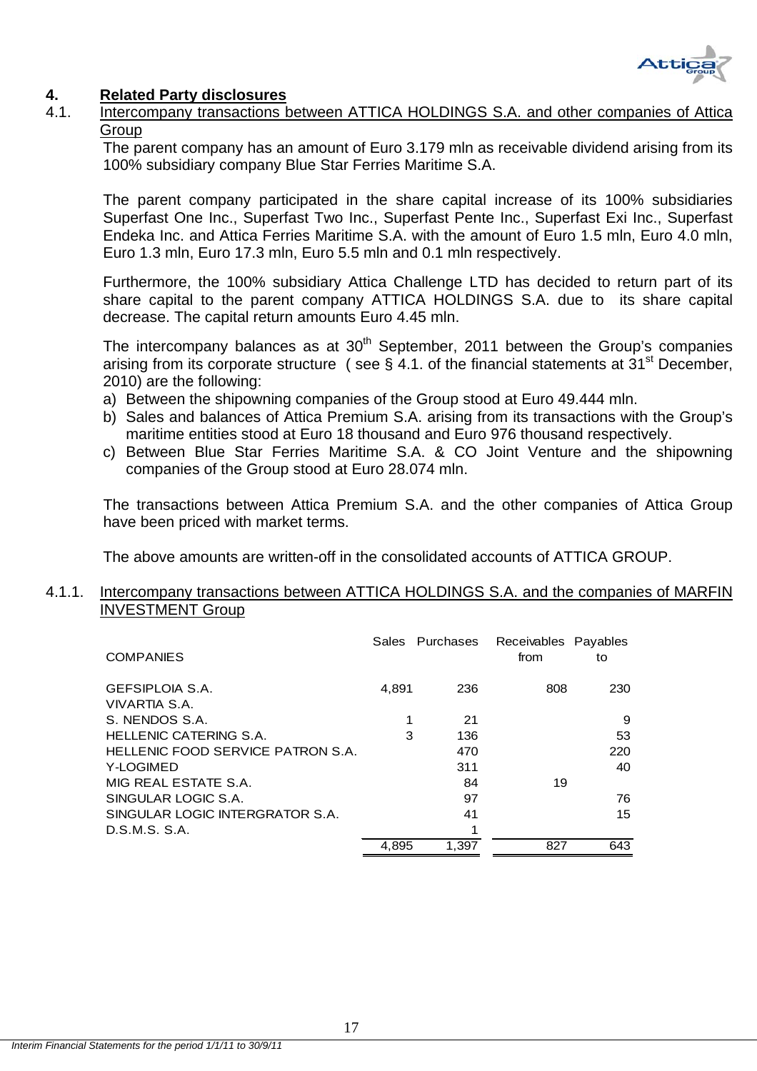# 4. Related Party disclosures

## 4.1. Intercompany transactions between ATTICA HOLDINGS S.A. and other companies of Attica Group

The parent company has an amount of Euro 3.179 mln as receivable dividend arising from its 100% subsidiary company Blue Star Ferries Maritime S.A.

The parent company participated in the share capital increase of its 100% subsidiaries Superfast One Inc., Superfast Two Inc., Superfast Pente Inc., Superfast Exi Inc., Superfast Endeka Inc. and Attica Ferries Maritime S.A. with the amount of Euro 1.5 mln, Euro 4.0 mln, Euro 1.3 mln, Euro 17.3 mln, Euro 5.5 mln and 0.1 mln respectively.

Furthermore, the 100% subsidiary Attica Challenge LTD has decided to return part of its share capital to the parent company ATTICA HOLDINGS S.A. due to its share capital decrease. The capital return amounts Euro 4.45 mln.

The intercompany balances as at 30th September, 2011 between the Group's companies arising from its corporate structure ( see § 4.1. of the financial statements at 31st December, 2010) are the following:

a) Between the shipowning companies of the Group stood at Euro 49.444 mln.
b) Sales and balances of Attica Premium S.A. arising from its transactions with the Group's maritime entities stood at Euro 18 thousand and Euro 976 thousand respectively.
c) Between Blue Star Ferries Maritime S.A. & CO Joint Venture and the shipowning companies of the Group stood at Euro 28.074 mln.

The transactions between Attica Premium S.A. and the other companies of Attica Group have been priced with market terms.

The above amounts are written-off in the consolidated accounts of ATTICA GROUP.

### 4.1.1. Intercompany transactions between ATTICA HOLDINGS S.A. and the companies of MARFIN INVESTMENT Group

| COMPANIES | Sales | Purchases | Receivables from | Payables to |
|---|---|---|---|---|
| GEFSIPLOIA S.A. | 4,891 | 236 | 808 | 230 |
| VIVARTIA S.A. | | | | |
| S. NENDOS S.A. | 1 | 21 | | 9 |
| HELLENIC CATERING S.A. | 3 | 136 | | 53 |
| HELLENIC FOOD SERVICE PATRON S.A. | | 470 | | 220 |
| Y-LOGIMED | | 311 | | 40 |
| MIG REAL ESTATE S.A. | | 84 | 19 | |
| SINGULAR LOGIC S.A. | | 97 | | 76 |
| SINGULAR LOGIC INTERGRATOR S.A. | | 41 | | 15 |
| D.S.M.S. S.A. | | 1 | | |
| | 4,895 | 1,397 | 827 | 643 |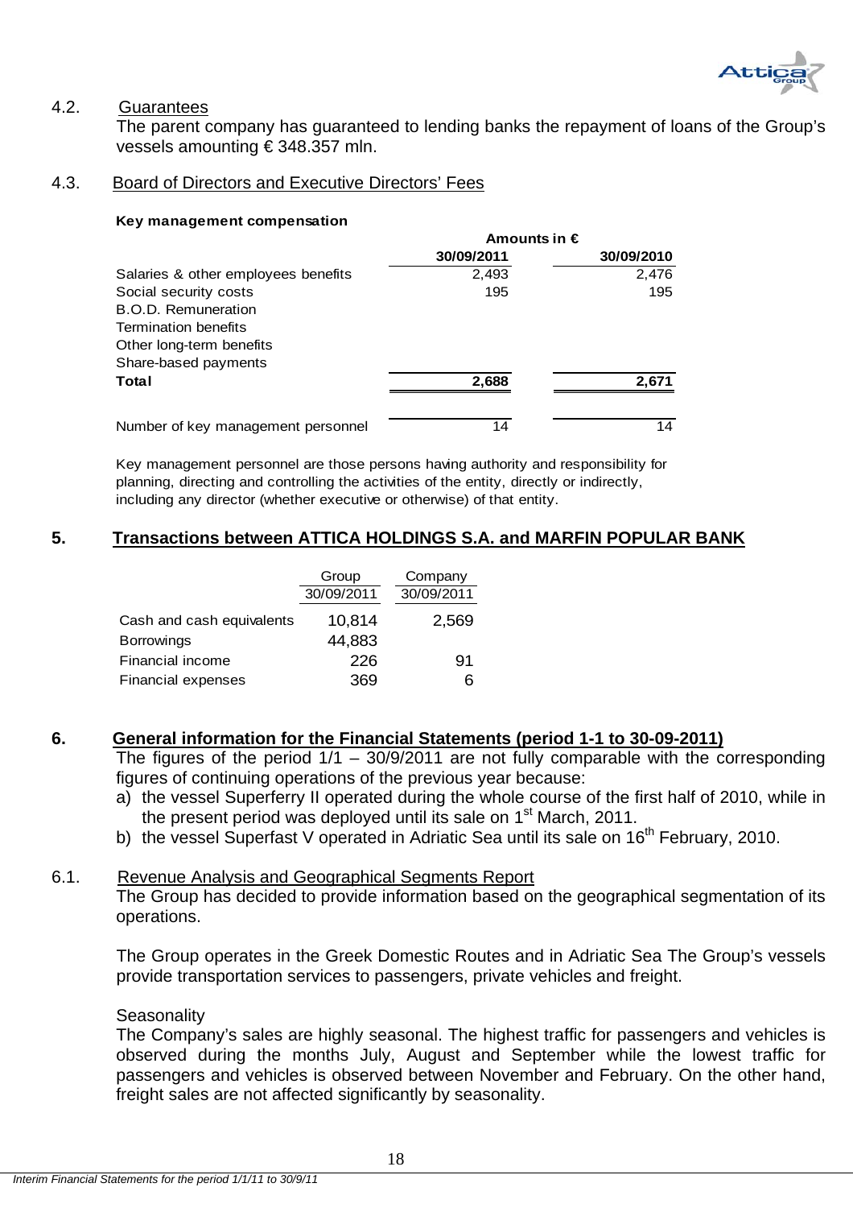### 4.2. Guarantees

The parent company has guaranteed to lending banks the repayment of loans of the Group's vessels amounting € 348.357 mln.

### 4.3. Board of Directors and Executive Directors' Fees

**Key management compensation**

| | Amounts in € | |
|---|---|---|
| | **30/09/2011** | **30/09/2010** |
| Salaries & other employees benefits | 2,493 | 2,476 |
| Social security costs | 195 | 195 |
| B.O.D. Remuneration | | |
| Termination benefits | | |
| Other long-term benefits | | |
| Share-based payments | | |
| **Total** | **2,688** | **2,671** |
| | | |
| Number of key management personnel | 14 | 14 |

Key management personnel are those persons having authority and responsibility for planning, directing and controlling the activities of the entity, directly or indirectly, including any director (whether executive or otherwise) of that entity.

## 5. Transactions between ATTICA HOLDINGS S.A. and MARFIN POPULAR BANK

| | Group | Company |
|---|---|---|
| | 30/09/2011 | 30/09/2011 |
| Cash and cash equivalents | 10,814 | 2,569 |
| Borrowings | 44,883 | |
| Financial income | 226 | 91 |
| Financial expenses | 369 | 6 |

## 6. General information for the Financial Statements (period 1-1 to 30-09-2011)

The figures of the period 1/1 – 30/9/2011 are not fully comparable with the corresponding figures of continuing operations of the previous year because:

a) the vessel Superferry II operated during the whole course of the first half of 2010, while in the present period was deployed until its sale on 1st March, 2011.

b) the vessel Superfast V operated in Adriatic Sea until its sale on 16th February, 2010.

### 6.1. Revenue Analysis and Geographical Segments Report

The Group has decided to provide information based on the geographical segmentation of its operations.

The Group operates in the Greek Domestic Routes and in Adriatic Sea The Group's vessels provide transportation services to passengers, private vehicles and freight.

Seasonality

The Company's sales are highly seasonal. The highest traffic for passengers and vehicles is observed during the months July, August and September while the lowest traffic for passengers and vehicles is observed between November and February. On the other hand, freight sales are not affected significantly by seasonality.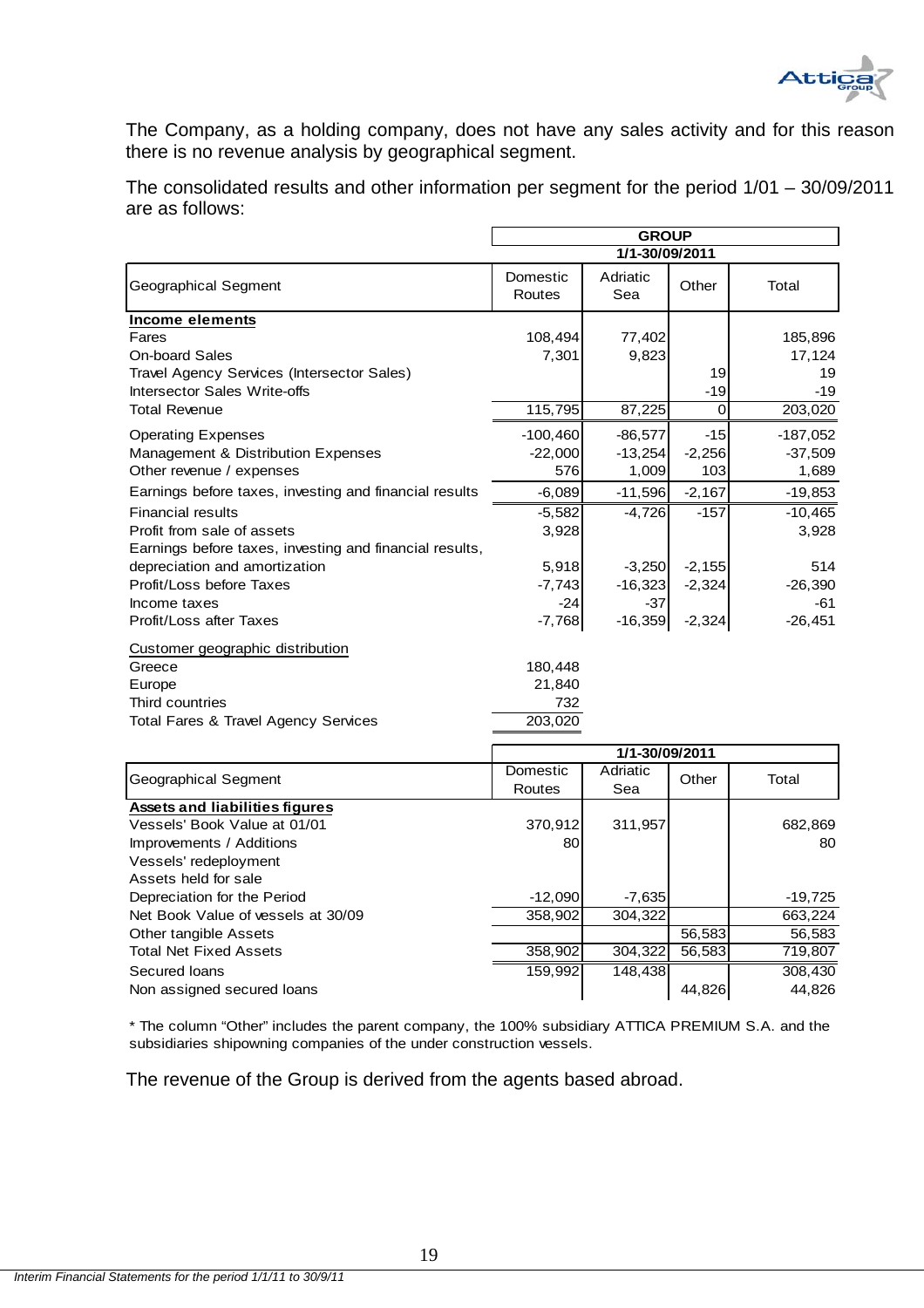The Company, as a holding company, does not have any sales activity and for this reason there is no revenue analysis by geographical segment.

The consolidated results and other information per segment for the period 1/01 – 30/09/2011 are as follows:

| | GROUP | | | |
|---|---|---|---|---|
| | 1/1-30/09/2011 | | | |
| Geographical Segment | Domestic Routes | Adriatic Sea | Other | Total |
| **Income elements** | | | | |
| Fares | 108,494 | 77,402 | | 185,896 |
| On-board Sales | 7,301 | 9,823 | | 17,124 |
| Travel Agency Services (Intersector Sales) | | | 19 | 19 |
| Intersector Sales Write-offs | | | -19 | -19 |
| Total Revenue | 115,795 | 87,225 | 0 | 203,020 |
| Operating Expenses | -100,460 | -86,577 | -15 | -187,052 |
| Management & Distribution Expenses | -22,000 | -13,254 | -2,256 | -37,509 |
| Other revenue / expenses | 576 | 1,009 | 103 | 1,689 |
| Earnings before taxes, investing and financial results | -6,089 | -11,596 | -2,167 | -19,853 |
| Financial results | -5,582 | -4,726 | -157 | -10,465 |
| Profit from sale of assets | 3,928 | | | 3,928 |
| Earnings before taxes, investing and financial results, depreciation and amortization | 5,918 | -3,250 | -2,155 | 514 |
| Profit/Loss before Taxes | -7,743 | -16,323 | -2,324 | -26,390 |
| Income taxes | -24 | -37 | | -61 |
| Profit/Loss after Taxes | -7,768 | -16,359 | -2,324 | -26,451 |
| Customer geographic distribution | | | | |
| Greece | 180,448 | | | |
| Europe | 21,840 | | | |
| Third countries | 732 | | | |
| Total Fares & Travel Agency Services | 203,020 | | | |

| | 1/1-30/09/2011 | | | |
|---|---|---|---|---|
| Geographical Segment | Domestic Routes | Adriatic Sea | Other | Total |
| **Assets and liabilities figures** | | | | |
| Vessels' Book Value at 01/01 | 370,912 | 311,957 | | 682,869 |
| Improvements / Additions | 80 | | | 80 |
| Vessels' redeployment | | | | |
| Assets held for sale | | | | |
| Depreciation for the Period | -12,090 | -7,635 | | -19,725 |
| Net Book Value of vessels at 30/09 | 358,902 | 304,322 | | 663,224 |
| Other tangible Assets | | | 56,583 | 56,583 |
| Total Net Fixed Assets | 358,902 | 304,322 | 56,583 | 719,807 |
| Secured loans | 159,992 | 148,438 | | 308,430 |
| Non assigned secured loans | | | 44,826 | 44,826 |

* The column "Other" includes the parent company, the 100% subsidiary ATTICA PREMIUM S.A. and the subsidiaries shipowning companies of the under construction vessels.

The revenue of the Group is derived from the agents based abroad.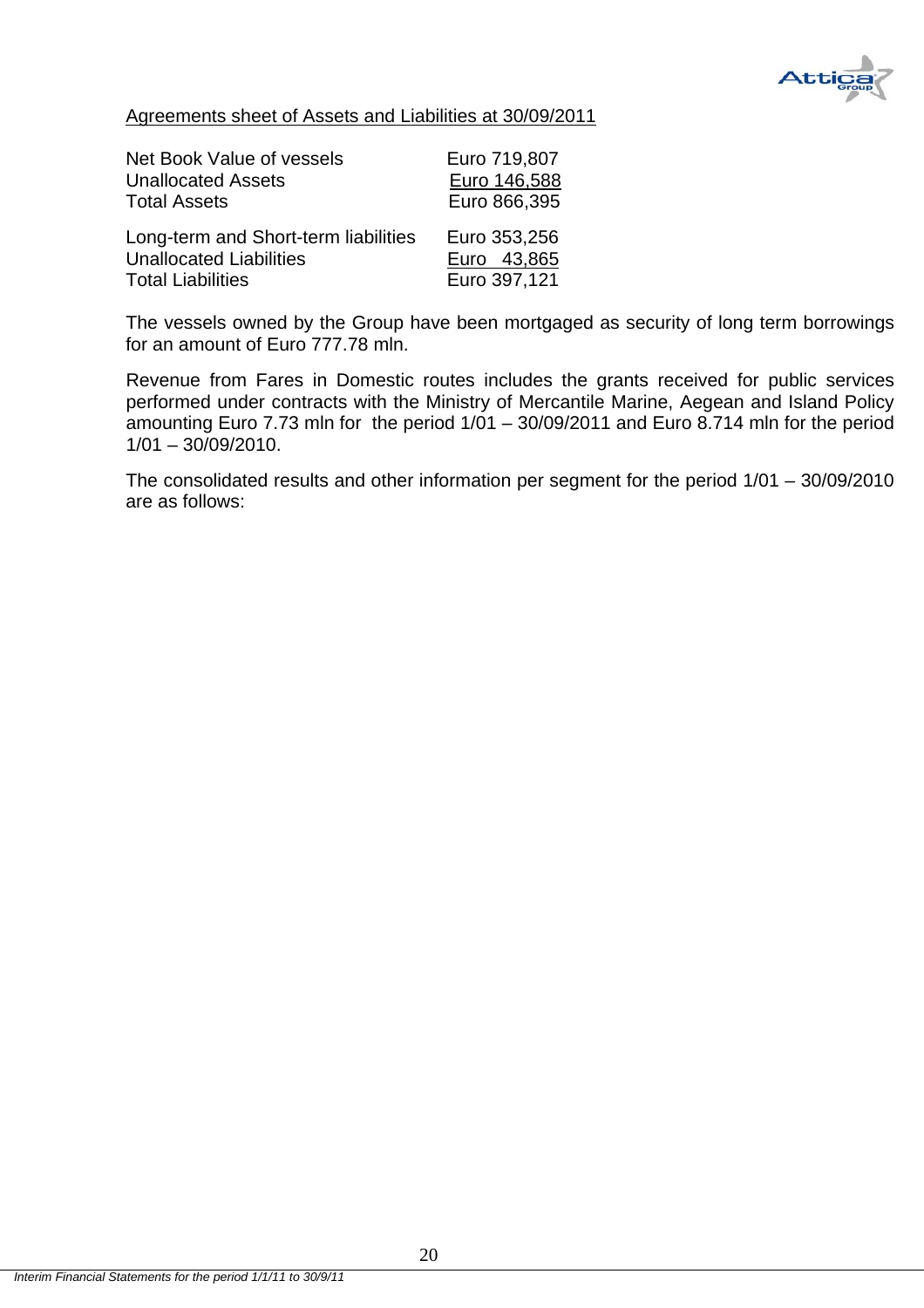Agreements sheet of Assets and Liabilities at 30/09/2011

| | |
|---|---|
| Net Book Value of vessels | Euro 719,807 |
| Unallocated Assets | Euro 146,588 |
| Total Assets | Euro 866,395 |
| | |
| Long-term and Short-term liabilities | Euro 353,256 |
| Unallocated Liabilities | Euro 43,865 |
| Total Liabilities | Euro 397,121 |

The vessels owned by the Group have been mortgaged as security of long term borrowings for an amount of Euro 777.78 mln.

Revenue from Fares in Domestic routes includes the grants received for public services performed under contracts with the Ministry of Mercantile Marine, Aegean and Island Policy amounting Euro 7.73 mln for the period 1/01 – 30/09/2011 and Euro 8.714 mln for the period 1/01 – 30/09/2010.

The consolidated results and other information per segment for the period 1/01 – 30/09/2010 are as follows: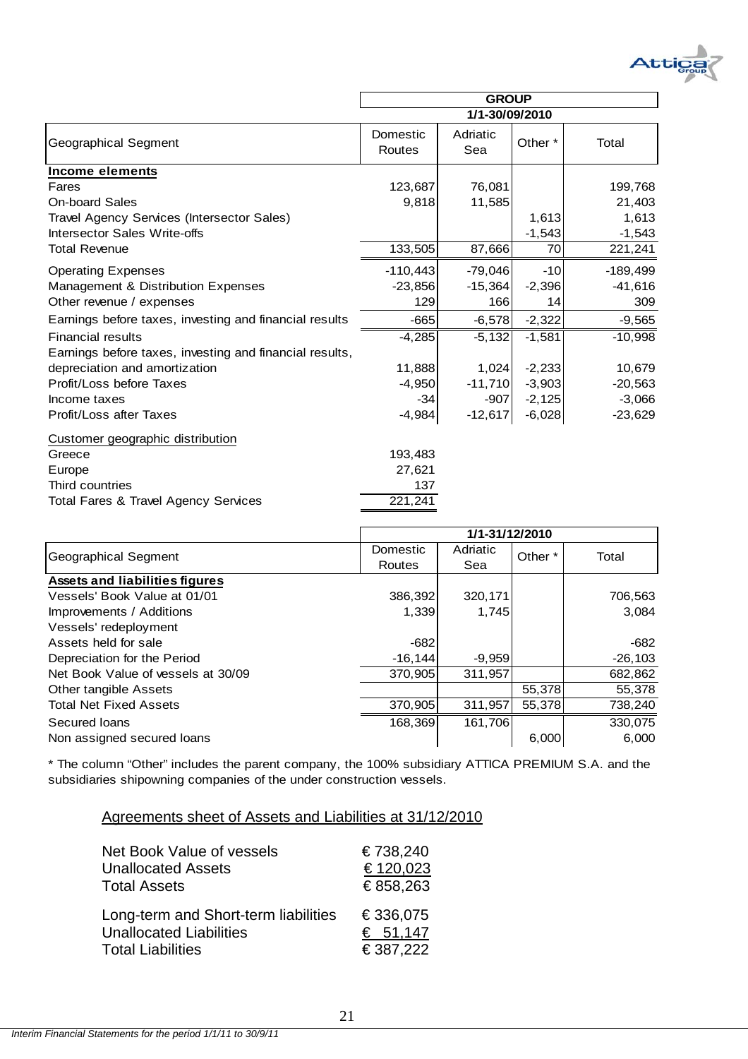| | GROUP | | | |
|---|---|---|---|---|
| | 1/1-30/09/2010 | | | |
| Geographical Segment | Domestic Routes | Adriatic Sea | Other * | Total |
| **Income elements** | | | | |
| Fares | 123,687 | 76,081 | | 199,768 |
| On-board Sales | 9,818 | 11,585 | | 21,403 |
| Travel Agency Services (Intersector Sales) | | | 1,613 | 1,613 |
| Intersector Sales Write-offs | | | -1,543 | -1,543 |
| Total Revenue | 133,505 | 87,666 | 70 | 221,241 |
| Operating Expenses | -110,443 | -79,046 | -10 | -189,499 |
| Management & Distribution Expenses | -23,856 | -15,364 | -2,396 | -41,616 |
| Other revenue / expenses | 129 | 166 | 14 | 309 |
| Earnings before taxes, investing and financial results | -665 | -6,578 | -2,322 | -9,565 |
| Financial results | -4,285 | -5,132 | -1,581 | -10,998 |
| Earnings before taxes, investing and financial results, depreciation and amortization | 11,888 | 1,024 | -2,233 | 10,679 |
| Profit/Loss before Taxes | -4,950 | -11,710 | -3,903 | -20,563 |
| Income taxes | -34 | -907 | -2,125 | -3,066 |
| Profit/Loss after Taxes | -4,984 | -12,617 | -6,028 | -23,629 |
| Customer geographic distribution | | | | |
| Greece | 193,483 | | | |
| Europe | 27,621 | | | |
| Third countries | 137 | | | |
| Total Fares & Travel Agency Services | 221,241 | | | |

| | 1/1-31/12/2010 | | | |
|---|---|---|---|---|
| Geographical Segment | Domestic Routes | Adriatic Sea | Other * | Total |
| **Assets and liabilities figures** | | | | |
| Vessels' Book Value at 01/01 | 386,392 | 320,171 | | 706,563 |
| Improvements / Additions | 1,339 | 1,745 | | 3,084 |
| Vessels' redeployment | | | | |
| Assets held for sale | -682 | | | -682 |
| Depreciation for the Period | -16,144 | -9,959 | | -26,103 |
| Net Book Value of vessels at 30/09 | 370,905 | 311,957 | | 682,862 |
| Other tangible Assets | | | 55,378 | 55,378 |
| Total Net Fixed Assets | 370,905 | 311,957 | 55,378 | 738,240 |
| Secured loans | 168,369 | 161,706 | | 330,075 |
| Non assigned secured loans | | | 6,000 | 6,000 |

* The column "Other" includes the parent company, the 100% subsidiary ATTICA PREMIUM S.A. and the subsidiaries shipowning companies of the under construction vessels.

## Agreements sheet of Assets and Liabilities at 31/12/2010

| | |
|---|---|
| Net Book Value of vessels | € 738,240 |
| Unallocated Assets | € 120,023 |
| Total Assets | € 858,263 |
| Long-term and Short-term liabilities | € 336,075 |
| Unallocated Liabilities | € 51,147 |
| Total Liabilities | € 387,222 |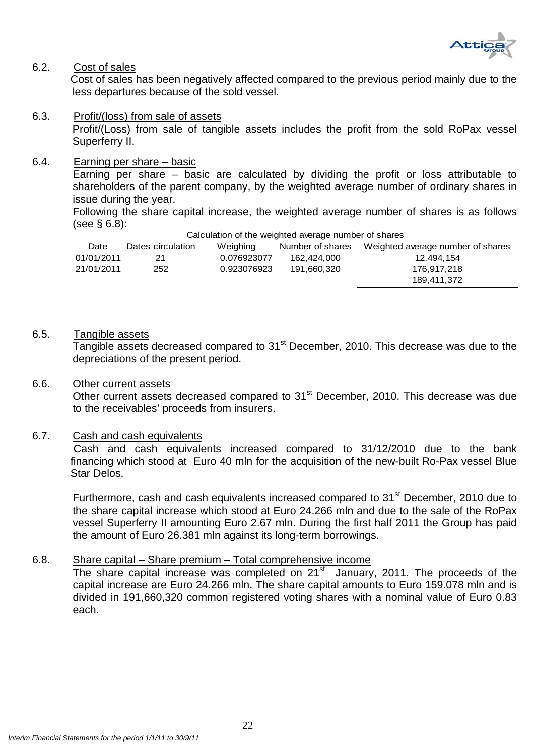### 6.2. Cost of sales

Cost of sales has been negatively affected compared to the previous period mainly due to the less departures because of the sold vessel.

### 6.3. Profit/(loss) from sale of assets

Profit/(Loss) from sale of tangible assets includes the profit from the sold RoPax vessel Superferry II.

### 6.4. Earning per share – basic

Earning per share – basic are calculated by dividing the profit or loss attributable to shareholders of the parent company, by the weighted average number of ordinary shares in issue during the year.

Following the share capital increase, the weighted average number of shares is as follows (see § 6.8):

Calculation of the weighted average number of shares

| Date | Dates circulation | Weighing | Number of shares | Weighted average number of shares |
|---|---|---|---|---|
| 01/01/2011 | 21 | 0.076923077 | 162,424,000 | 12,494,154 |
| 21/01/2011 | 252 | 0.923076923 | 191,660,320 | 176,917,218 |
| | | | | 189,411,372 |

### 6.5. Tangible assets

Tangible assets decreased compared to 31st December, 2010. This decrease was due to the depreciations of the present period.

### 6.6. Other current assets

Other current assets decreased compared to 31st December, 2010. This decrease was due to the receivables' proceeds from insurers.

### 6.7. Cash and cash equivalents

Cash and cash equivalents increased compared to 31/12/2010 due to the bank financing which stood at Euro 40 mln for the acquisition of the new-built Ro-Pax vessel Blue Star Delos.

Furthermore, cash and cash equivalents increased compared to 31st December, 2010 due to the share capital increase which stood at Euro 24.266 mln and due to the sale of the RoPax vessel Superferry II amounting Euro 2.67 mln. During the first half 2011 the Group has paid the amount of Euro 26.381 mln against its long-term borrowings.

### 6.8. Share capital – Share premium – Total comprehensive income

The share capital increase was completed on 21st January, 2011. The proceeds of the capital increase are Euro 24.266 mln. The share capital amounts to Euro 159.078 mln and is divided in 191,660,320 common registered voting shares with a nominal value of Euro 0.83 each.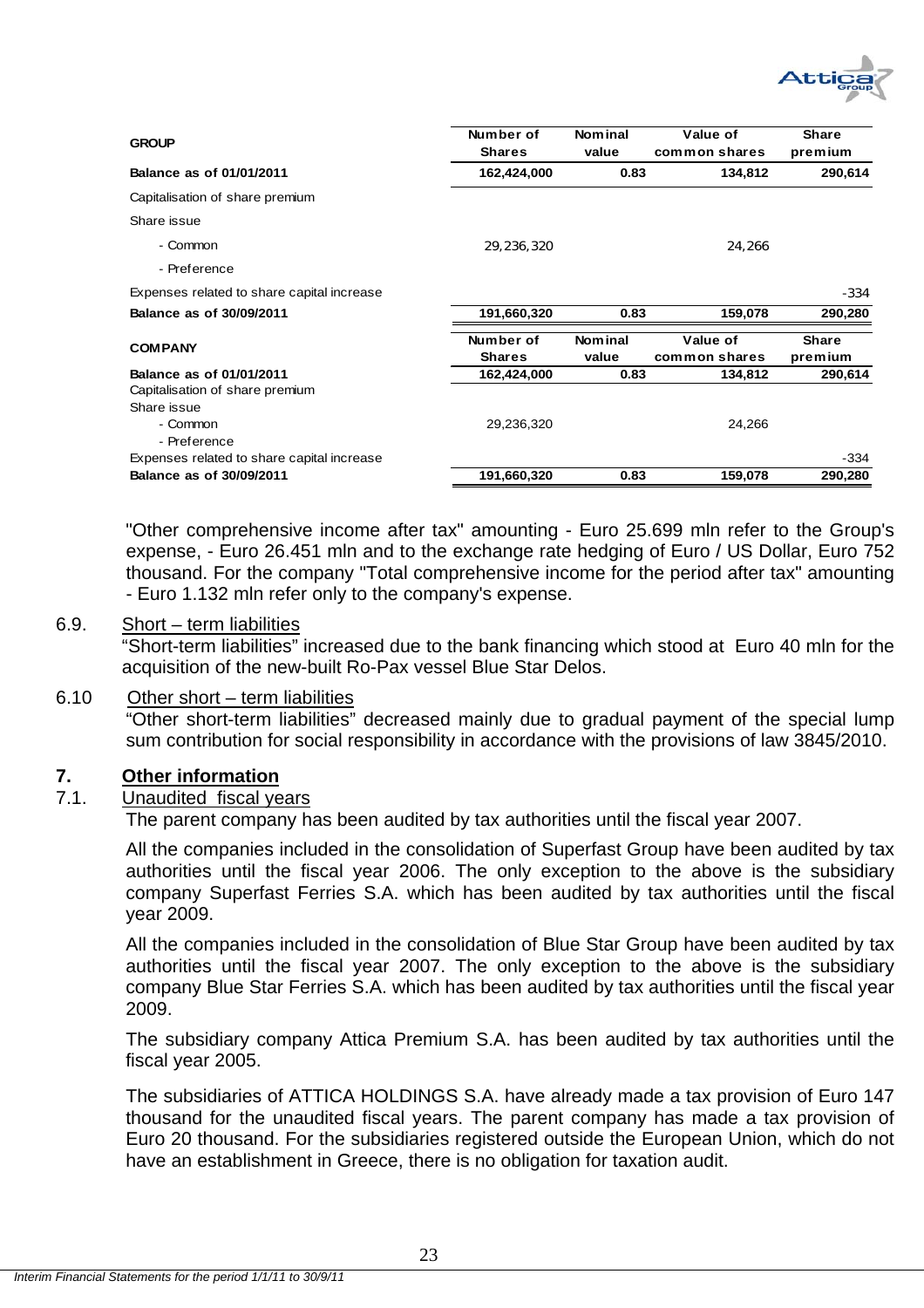| GROUP | Number of Shares | Nominal value | Value of common shares | Share premium |
|---|---|---|---|---|
| **Balance as of 01/01/2011** | **162,424,000** | **0.83** | **134,812** | **290,614** |
| Capitalisation of share premium | | | | |
| Share issue | | | | |
| - Common | 29,236,320 | | 24,266 | |
| - Preference | | | | |
| Expenses related to share capital increase | | | | -334 |
| **Balance as of 30/09/2011** | **191,660,320** | **0.83** | **159,078** | **290,280** |

| COMPANY | Number of Shares | Nominal value | Value of common shares | Share premium |
|---|---|---|---|---|
| **Balance as of 01/01/2011** | **162,424,000** | **0.83** | **134,812** | **290,614** |
| Capitalisation of share premium | | | | |
| Share issue | | | | |
| - Common | 29,236,320 | | 24,266 | |
| - Preference | | | | |
| Expenses related to share capital increase | | | | -334 |
| **Balance as of 30/09/2011** | **191,660,320** | **0.83** | **159,078** | **290,280** |

"Other comprehensive income after tax" amounting - Euro 25.699 mln refer to the Group's expense, - Euro 26.451 mln and to the exchange rate hedging of Euro / US Dollar, Euro 752 thousand. For the company "Total comprehensive income for the period after tax" amounting - Euro 1.132 mln refer only to the company's expense.

6.9. Short – term liabilities

"Short-term liabilities" increased due to the bank financing which stood at Euro 40 mln for the acquisition of the new-built Ro-Pax vessel Blue Star Delos.

6.10 Other short – term liabilities

"Other short-term liabilities" decreased mainly due to gradual payment of the special lump sum contribution for social responsibility in accordance with the provisions of law 3845/2010.

## 7. Other information

7.1. Unaudited fiscal years

The parent company has been audited by tax authorities until the fiscal year 2007.

All the companies included in the consolidation of Superfast Group have been audited by tax authorities until the fiscal year 2006. The only exception to the above is the subsidiary company Superfast Ferries S.A. which has been audited by tax authorities until the fiscal year 2009.

All the companies included in the consolidation of Blue Star Group have been audited by tax authorities until the fiscal year 2007. The only exception to the above is the subsidiary company Blue Star Ferries S.A. which has been audited by tax authorities until the fiscal year 2009.

The subsidiary company Attica Premium S.A. has been audited by tax authorities until the fiscal year 2005.

The subsidiaries of ATTICA HOLDINGS S.A. have already made a tax provision of Euro 147 thousand for the unaudited fiscal years. The parent company has made a tax provision of Euro 20 thousand. For the subsidiaries registered outside the European Union, which do not have an establishment in Greece, there is no obligation for taxation audit.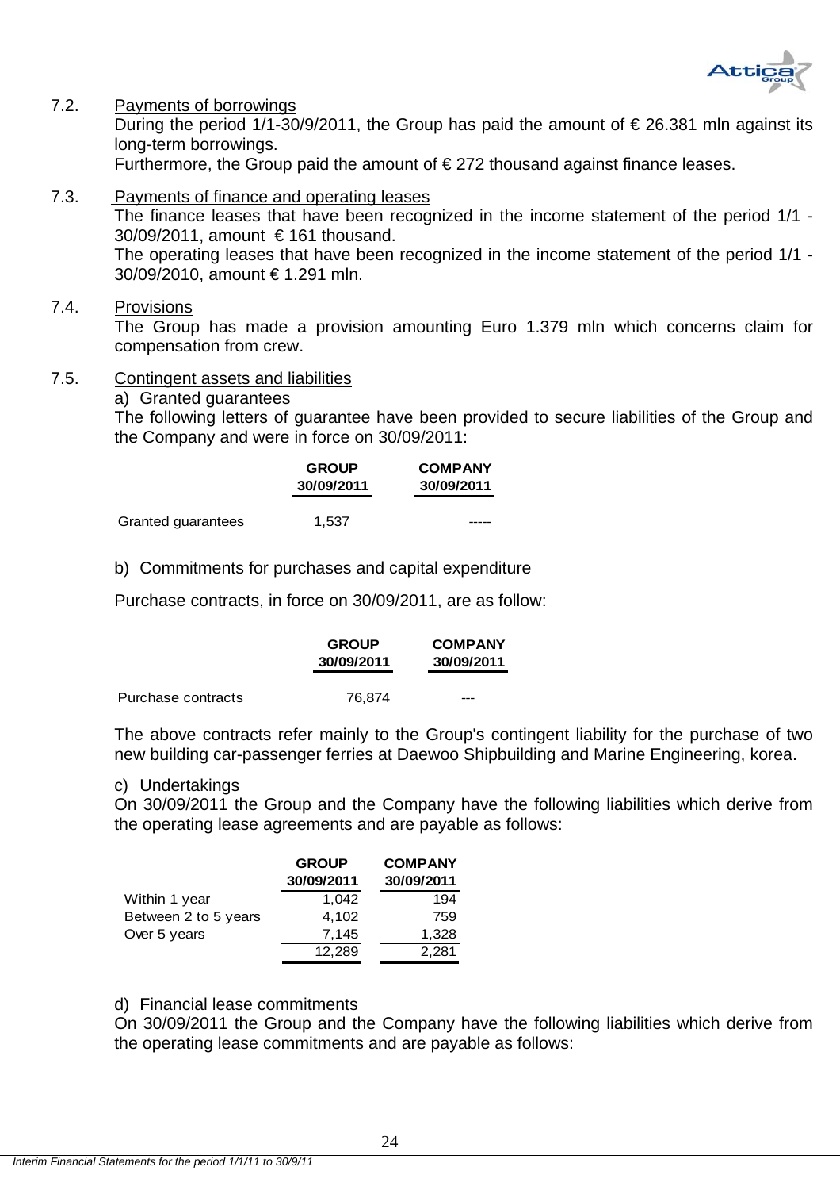### 7.2. Payments of borrowings

During the period 1/1-30/9/2011, the Group has paid the amount of € 26.381 mln against its long-term borrowings.

Furthermore, the Group paid the amount of € 272 thousand against finance leases.

### 7.3. Payments of finance and operating leases

The finance leases that have been recognized in the income statement of the period 1/1 - 30/09/2011, amount € 161 thousand.

The operating leases that have been recognized in the income statement of the period 1/1 - 30/09/2010, amount € 1.291 mln.

### 7.4. Provisions

The Group has made a provision amounting Euro 1.379 mln which concerns claim for compensation from crew.

### 7.5. Contingent assets and liabilities

a) Granted guarantees

The following letters of guarantee have been provided to secure liabilities of the Group and the Company and were in force on 30/09/2011:

| | GROUP 30/09/2011 | COMPANY 30/09/2011 |
|---|---|---|
| Granted guarantees | 1,537 | ----- |

b) Commitments for purchases and capital expenditure

Purchase contracts, in force on 30/09/2011, are as follow:

| | GROUP 30/09/2011 | COMPANY 30/09/2011 |
|---|---|---|
| Purchase contracts | 76,874 | --- |

The above contracts refer mainly to the Group's contingent liability for the purchase of two new building car-passenger ferries at Daewoo Shipbuilding and Marine Engineering, korea.

c) Undertakings

On 30/09/2011 the Group and the Company have the following liabilities which derive from the operating lease agreements and are payable as follows:

| | GROUP 30/09/2011 | COMPANY 30/09/2011 |
|---|---|---|
| Within 1 year | 1,042 | 194 |
| Between 2 to 5 years | 4,102 | 759 |
| Over 5 years | 7,145 | 1,328 |
| | 12,289 | 2,281 |

d) Financial lease commitments

On 30/09/2011 the Group and the Company have the following liabilities which derive from the operating lease commitments and are payable as follows: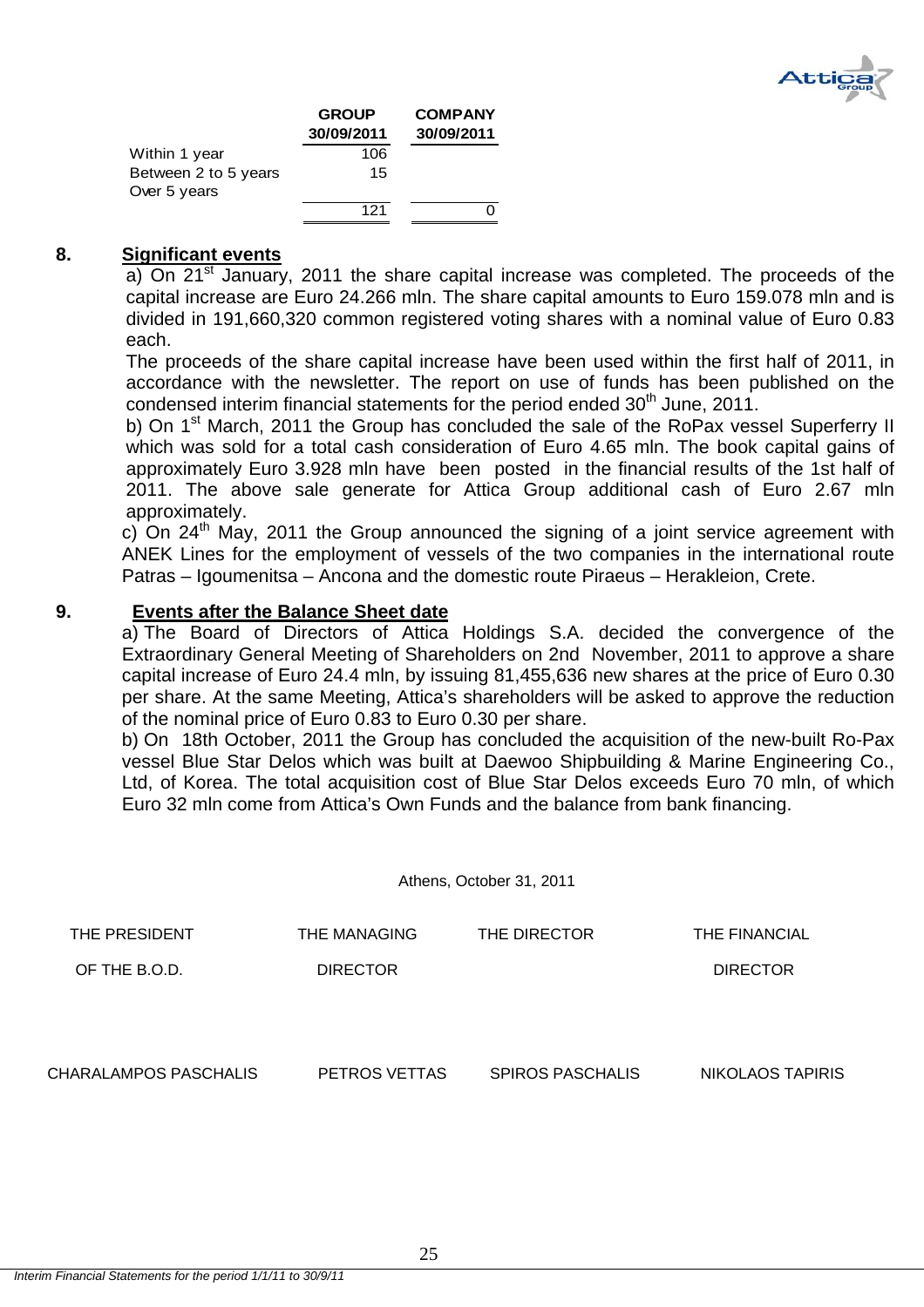| | GROUP 30/09/2011 | COMPANY 30/09/2011 |
|---|---|---|
| Within 1 year | 106 | |
| Between 2 to 5 years | 15 | |
| Over 5 years | | |
| | 121 | 0 |

## 8. Significant events

a) On 21st January, 2011 the share capital increase was completed. The proceeds of the capital increase are Euro 24.266 mln. The share capital amounts to Euro 159.078 mln and is divided in 191,660,320 common registered voting shares with a nominal value of Euro 0.83 each.

The proceeds of the share capital increase have been used within the first half of 2011, in accordance with the newsletter. The report on use of funds has been published on the condensed interim financial statements for the period ended 30th June, 2011.

b) On 1st March, 2011 the Group has concluded the sale of the RoPax vessel Superferry II which was sold for a total cash consideration of Euro 4.65 mln. The book capital gains of approximately Euro 3.928 mln have been posted in the financial results of the 1st half of 2011. The above sale generate for Attica Group additional cash of Euro 2.67 mln approximately.

c) On 24th May, 2011 the Group announced the signing of a joint service agreement with ANEK Lines for the employment of vessels of the two companies in the international route Patras – Igoumenitsa – Ancona and the domestic route Piraeus – Herakleion, Crete.

## 9. Events after the Balance Sheet date

a) The Board of Directors of Attica Holdings S.A. decided the convergence of the Extraordinary General Meeting of Shareholders on 2nd November, 2011 to approve a share capital increase of Euro 24.4 mln, by issuing 81,455,636 new shares at the price of Euro 0.30 per share. At the same Meeting, Attica's shareholders will be asked to approve the reduction of the nominal price of Euro 0.83 to Euro 0.30 per share.

b) On 18th October, 2011 the Group has concluded the acquisition of the new-built Ro-Pax vessel Blue Star Delos which was built at Daewoo Shipbuilding & Marine Engineering Co., Ltd, of Korea. The total acquisition cost of Blue Star Delos exceeds Euro 70 mln, of which Euro 32 mln come from Attica's Own Funds and the balance from bank financing.

Athens, October 31, 2011

| THE PRESIDENT OF THE B.O.D. | THE MANAGING DIRECTOR | THE DIRECTOR | THE FINANCIAL DIRECTOR |
|---|---|---|---|
| CHARALAMPOS PASCHALIS | PETROS VETTAS | SPIROS PASCHALIS | NIKOLAOS TAPIRIS |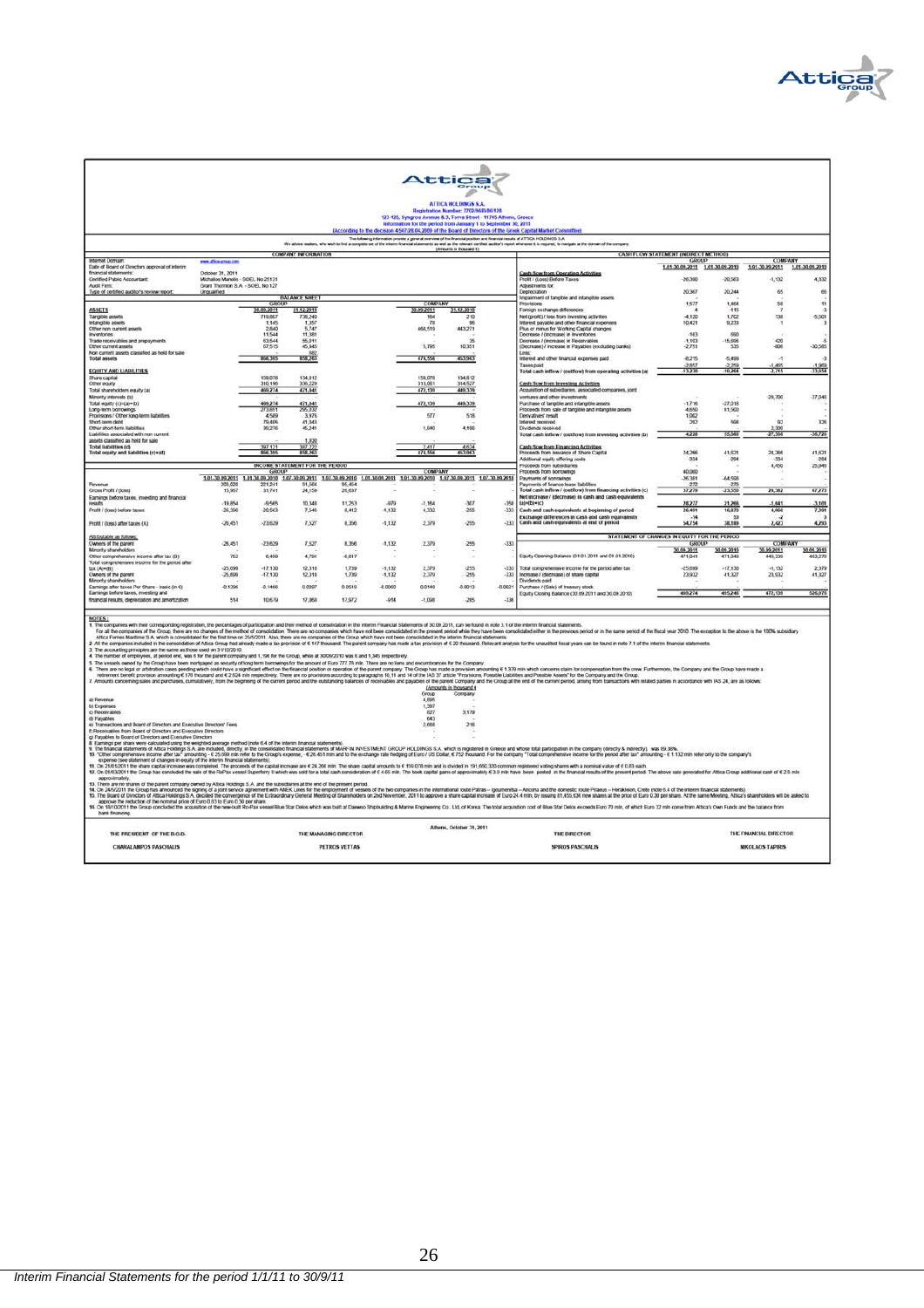# ATTICA HOLDINGS S.A.

Registration Number: 7702/06/B/86/128

123-125, Syngrou Avenue & 3, Torva Street - 11745 Athens, Greece

Information for the period from January 1 to September 30, 2011

(According to the decision 4/507/28.04.2009 of the Board of Directors of the Greek Capital Market Committee)

The following information provide a general overview of the financial position and financial results of ATTICA HOLDINGS S.A. We advise readers, who wish to find a complete set of the interim financial statements as well as the relevant certified auditor's report whenever it is required, to navigate at the domain of the company.

(Amounts in thousand €)

## COMPANY INFORMATION

| | |
|---|---|
| Internet Domain: | www.attica-group.com |
| Date of Board of Directors approval of interim financial statements: | October 31, 2011 |
| Certified Public Accountant: | Michalios Manolis - SOEL No 25131 |
| Audit Firm: | Grant Thornton S.A. - SOEL No 127 |
| Type of certified auditor's review report: | Unqualified |

## BALANCE SHEET

| | GROUP 30.09.2011 | GROUP 31.12.2010 | COMPANY 30.09.2011 | COMPANY 31.12.2010 |
|---|---|---|---|---|
| **ASSETS** | | | | |
| Tangible assets | 719,867 | 738,249 | 164 | 210 |
| Intangible assets | 1,145 | 1,357 | 78 | 96 |
| Other non current assets | 2,840 | 5,747 | 468,519 | 443,271 |
| Inventories | 11,544 | 11,381 | - | - |
| Trade receivables and prepayments | 63,544 | 65,311 | - | 35 |
| Other current assets | 97,515 | 45,345 | 5,795 | 10,351 |
| Non current assets classified as held for sale | - | 882 | - | - |
| **Total assets** | 896,395 | 858,263 | 474,556 | 453,963 |
| **EQUITY AND LIABILITIES** | | | | |
| Share capital | 159,078 | 134,812 | 159,078 | 134,812 |
| Other equity | 310,196 | 336,229 | 313,061 | 314,527 |
| Total shareholders equity (a) | 469,274 | 471,041 | 472,139 | 449,339 |
| Minority interests (b) | - | - | - | - |
| Total equity (c)=(a)+(b) | 469,274 | 471,041 | 472,139 | 449,339 |
| Long-term borrowings | 273,851 | 295,332 | - | - |
| Provisions / Other long-term liabilities | 4,589 | 3,975 | 577 | 516 |
| Short-term debt | 79,405 | 41,543 | - | - |
| Other short-term liabilities | 39,276 | 45,241 | 1,840 | 4,108 |
| Liabilities associated with non current assets classified as held for sale | - | 1,830 | - | - |
| **Total liabilities (d)** | 397,121 | 387,222 | 2,417 | 4,624 |
| **Total equity and liabilities (c)+(d)** | 866,395 | 858,263 | 474,556 | 453,963 |

## INCOME STATEMENT FOR THE PERIOD

| | GROUP 1.01-30.09.2011 | GROUP 1.01-30.09.2010 | GROUP 1.07-30.09.2011 | GROUP 1.07-30.09.2010 | COMPANY 1.01-30.09.2011 | COMPANY 1.01-30.09.2010 | COMPANY 1.07-30.09.2011 | COMPANY 1.07-30.09.2010 |
|---|---|---|---|---|---|---|---|---|
| Revenue | 203,820 | 221,241 | 91,584 | 95,464 | - | - | - | - |
| Gross Profit / (loss) | 15,907 | 31,741 | 24,159 | 26,037 | - | - | - | - |
| Earnings before taxes, investing and financial results | -19,854 | -9,565 | 10,348 | 11,253 | -979 | -1,164 | -307 | -358 |
| Profit / (loss) before taxes | -26,356 | -20,563 | 7,546 | 8,412 | -1,132 | 4,332 | -255 | -333 |
| Profit / (loss) after taxes (A) | -26,451 | -23,629 | 7,527 | 8,356 | -1,132 | 2,379 | -255 | -333 |
| Attributable as follows: | | | | | | | | |
| Owners of the parent | -26,451 | -23,629 | 7,527 | 8,356 | -1,132 | 2,379 | -255 | -333 |
| Minority shareholders | - | - | - | - | - | - | - | - |
| Other comprehensive income after tax (B) | 752 | 6,499 | 4,791 | -6,617 | - | - | - | - |
| Total comprehensive income for the period after tax (A)+(B) | -25,699 | -17,130 | 12,318 | 1,739 | -1,132 | 2,379 | -255 | -333 |
| Owners of the parent | -25,699 | -17,130 | 12,318 | 1,739 | -1,132 | 2,379 | -255 | -333 |
| Minority shareholders | - | - | - | - | - | - | - | - |
| Earnings after taxes Per Share - basic (in €) | -0.1294 | -0.1466 | 0.0397 | 0.0519 | -0.0060 | 0.0148 | -0.0013 | -0.0021 |
| Earnings before taxes, investing and financial results, depreciation and amortization | 514 | 10,679 | 17,068 | 17,972 | -914 | -1,098 | -285 | -336 |

## CASH FLOW STATEMENT (INDIRECT METHOD)

| | GROUP 1.01-30.09.2011 | GROUP 1.01-30.09.2010 | COMPANY 1.01-30.09.2011 | COMPANY 1.01-30.09.2010 |
|---|---|---|---|---|
| **Cash flow from Operating Activities** | | | | |
| Profit / (loss) Before Taxes | -26,360 | -20,563 | -1,132 | 4,332 |
| Adjustments for: | | | | |
| Depreciation | 20,367 | 20,244 | 65 | 66 |
| Impairment of tangible and intangible assets | - | - | - | - |
| Provisions | 1,577 | 1,464 | 56 | 11 |
| Foreign exchange differences | 4 | -115 | 7 | -3 |
| Net (profit) / loss from investing activities | -4,120 | 1,702 | 138 | -5,501 |
| Interest payable and other financial expenses | 10,421 | 9,233 | 1 | 3 |
| Plus or minus for Working Capital changes: | | | | |
| Decrease / (increase) in Inventories | -163 | 660 | - | - |
| Decrease / (increase) in Receivables | -1,163 | -15,066 | 426 | -5 |
| (Decrease) / increase in Payables (excluding banks) | -2,751 | 535 | -806 | -30,585 |
| Less: | | | | |
| Interest and other financial expenses paid | -8,215 | -5,499 | -1 | -3 |
| Taxes paid | -2,607 | -2,259 | -1,465 | -1,969 |
| Total cash inflow / (outflow) from operating activities (a) | -13,230 | -10,264 | -2,711 | -33,654 |
| **Cash flow from Investing Activities** | | | | |
| Acquisition of subsidiaries, associated companies, joint ventures and other investments | - | - | -29,700 | -37,046 |
| Purchase of tangible and intangible assets | -1,716 | -27,018 | - | - |
| Proceeds from sale of tangible and intangible assets | 4,650 | 11,560 | - | - |
| Derivatives' result | 1,002 | - | - | - |
| Interest received | 292 | 508 | 93 | 326 |
| Dividends received | - | - | 2,300 | - |
| Total cash inflow / (outflow) from investing activities (b) | 4,228 | 15,040 | -27,304 | -36,720 |
| **Cash flow from Financing Activities** | | | | |
| Proceeds from issuance of Share Capital | 24,266 | 41,631 | 24,266 | 41,631 |
| Additional equity offering costs | -334 | -264 | -334 | -264 |
| Proceeds from subsidiaries | - | - | 4,450 | 25,940 |
| Proceeds from borrowings | 40,000 | - | - | - |
| Payments of borrowings | -26,381 | -64,558 | - | - |
| Payments of finance lease liabilities | 272 | 275 | - | - |
| Total cash inflow / (outflow) from financing activities (c) | 37,279 | -23,550 | 28,382 | 67,273 |
| Net increase / (decrease) in cash and cash equivalents (a)+(b)+(c) | 28,277 | 31,266 | -1,641 | 3,101 |
| Cash and cash equivalents at beginning of period | 26,491 | 16,870 | 4,066 | 7,361 |
| Exchange differences in cash and cash equivalents | -14 | 53 | -2 | 3 |
| Cash and cash equivalents at end of period | 54,754 | 38,189 | 2,427 | 4,293 |

## STATEMENT OF CHANGES IN EQUITY FOR THE PERIOD

| | GROUP 30.09.2011 | GROUP 30.09.2010 | COMPANY 30.09.2011 | COMPANY 30.09.2010 |
|---|---|---|---|---|
| Equity Opening Balance (01.01.2011 and 01.01.2010) | 471,041 | 471,049 | 449,339 | 443,270 |
| Total comprehensive income for the period after tax | -25,699 | -17,130 | -1,132 | 2,379 |
| Increase / (decrease) of share capital | 23,932 | 41,327 | 23,932 | 41,327 |
| Dividends paid | - | - | - | - |
| Purchase / (Sale) of treasury stock | - | - | - | - |
| Equity Closing Balance (30.09.2011 and 30.09.2010) | 469,274 | 495,246 | 472,139 | 526,976 |

## NOTES:

1. The companies with their corresponding registration, the percentages of participation and their method of consolidation in the interim Financial Statements of 30.09.2011, can be found in note 3.1 of the interim financial statements. For all the companies of the Group, there are no changes of the method of consolidation. There are no companies which have not been consolidated in the present period while they have been consolidated either in the previous period or in the same period of the fiscal year 2010. The exception to the above is the 100% subsidiary Africa Ferries Maritime S.A. which is consolidated for the first time on 25/5/2011. Also, there are no companies of the Group which have not been consolidated in the interim financial statements.
2. All the companies included in the consolidation of Attica Group had already made a tax provision of € 117 thousand. The parent company has made a tax provision of € 20 thousand. Relevant analysis for the unaudited fiscal years can be found in note 7.1 of the interim financial statements.
3. The accounting principles are the same as those used on 31/12/2010.
4. The number of employees, at period end, was 6 for the parent company and 1,196 for the Group, while at 30/09/2010 was 6 and 1,345 respectively.
5. The vessels owned by the Group have been mortgaged as security of long term borrowings for the amount of Euro 777.76 mln. There are no liens and encumbrances for the Company.
6. There are no legal or arbitration cases pending which could have a significant effect on the financial position or operation of the parent company. The Group has made a provision amounting € 1,379 mln which concerns claim for compensation from the crew. Furthermore, the Company and the Group have made a retirement benefit provision amounting € 178 thousand and € 2,624 mln respectively. There are no provisions according to paragraphs 10, 11 and 14 of the IAS 37 article "Provisions, Possible Liabilities and Possible Assets" for the Company and the Group.
7. Amounts concerning sales and purchases, cumulatively, from the beginning of the current period and the outstanding balances of receivables and payables of the parent Company and the Group at the end of the current period, arising from transactions with related parties in accordance with IAS 24, are as follows:

| (Amounts in thousand €) | Group | Company |
|---|---|---|
| a) Revenue | 4,895 | - |
| b) Expenses | 1,397 | - |
| c) Receivables | 627 | 3,179 |
| d) Payables | 643 | - |
| e) Transactions and Board of Directors and Executive Directors' Fees | 2,658 | 216 |
| f) Receivables from Board of Directors and Executive Directors | - | - |
| g) Payables to Board of Directors and Executive Directors | - | - |

8. Earnings per share were calculated using the weighted average method (note 6.4 of the interim financial statements).
9. The financial statements of Attica Holdings S.A. are included, directly, in the consolidated financial statements of MARFIN INVESTMENT GROUP HOLDINGS S.A. which is registered in Greece and whose total participation in the company (directly & indirectly) was 89.38%.
10. "Other comprehensive income after tax" amounting - € 25,699 mln refer to the Group's expense, - € 26.451 mln and to the exchange rate hedging of Euro / US Dollar, € 752 thousand. For the Company "Total comprehensive income for the period after tax" amounting - € 1.132 mln refer only to the company's expense (see statement of changes in equity of the interim financial statements).
11. On 21/01/2011 the share capital increase was completed. The proceeds of the capital increase are € 24.266 mln. The share capital amounts to € 159.078 mln and is divided in 191,660,320 common registered voting shares with a nominal value of € 0.83 each.
12. On 01/03/2011 the Group has concluded the sale of the RoPax vessel Superferry II which was sold for a total cash consideration of € 4.65 mln. The book capital gains of approximately € 3.9 mln have been posted in the financial results of the present period. The above sale generated for Attica Group additional cash of € 2.5 mln approximately.
13. There are no shares of the parent company owned by Attica Holdings S.A. and the subsidiaries at the end of the present period.
14. On 24/5/2011 the Group has announced the signing of a joint service agreement with ANEK Lines for the employment of vessels of the two companies in the international route Patras – Igoumenitsa – Ancona and the domestic route Piraeus – Heraklion, Crete (note 6.4 of the interim financial statements).
15. The Board of Directors of Attica Holdings S.A. decided the convergence of the Extraordinary General Meeting of Shareholders on 2nd November, 2011 to approve a share capital increase of Euro 24.4 mln, by issuing 81,455,836 new shares at the price of Euro 0.30 per share. At the same Meeting, Attica's shareholders will be asked to approve the reduction of the nominal price of Euro 0.83 to Euro 0.30 per share.
16. On 18/10/2011 the Group concluded the acquisition of the new-built Ro-Pax vessel Blue Star Delos which was built at Daewoo Shipbuilding & Marine Engineering Co., Ltd. of Korea. The total acquisition cost of Blue Star Delos exceeds Euro 79 mln, of which Euro 12 mln come from Attica's Own Funds and the balance from bank financing.

Athens, October 31, 2011

| THE PRESIDENT OF THE B.O.D. | THE MANAGING DIRECTOR | THE DIRECTOR | THE FINANCIAL DIRECTOR |
|---|---|---|---|
| CHARALAMPOS PASCHALIS | PETROS VETTAS | SPIROS PASCHALIS | NIKOLAOS TAPIRIS |